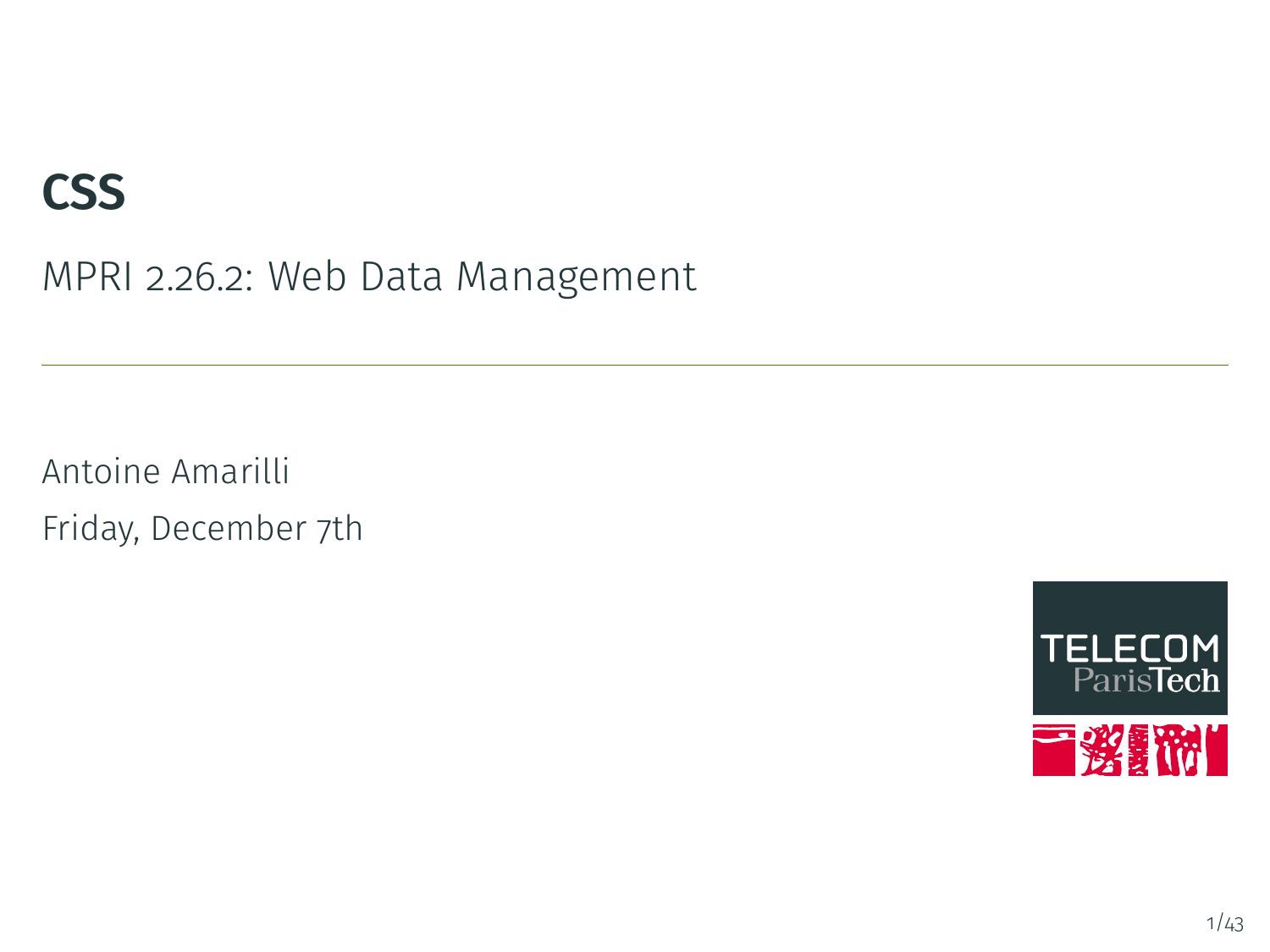# CSS

MPRI 2.26.2: Web Data Management

---

Antoine Amarilli

Friday, December 7th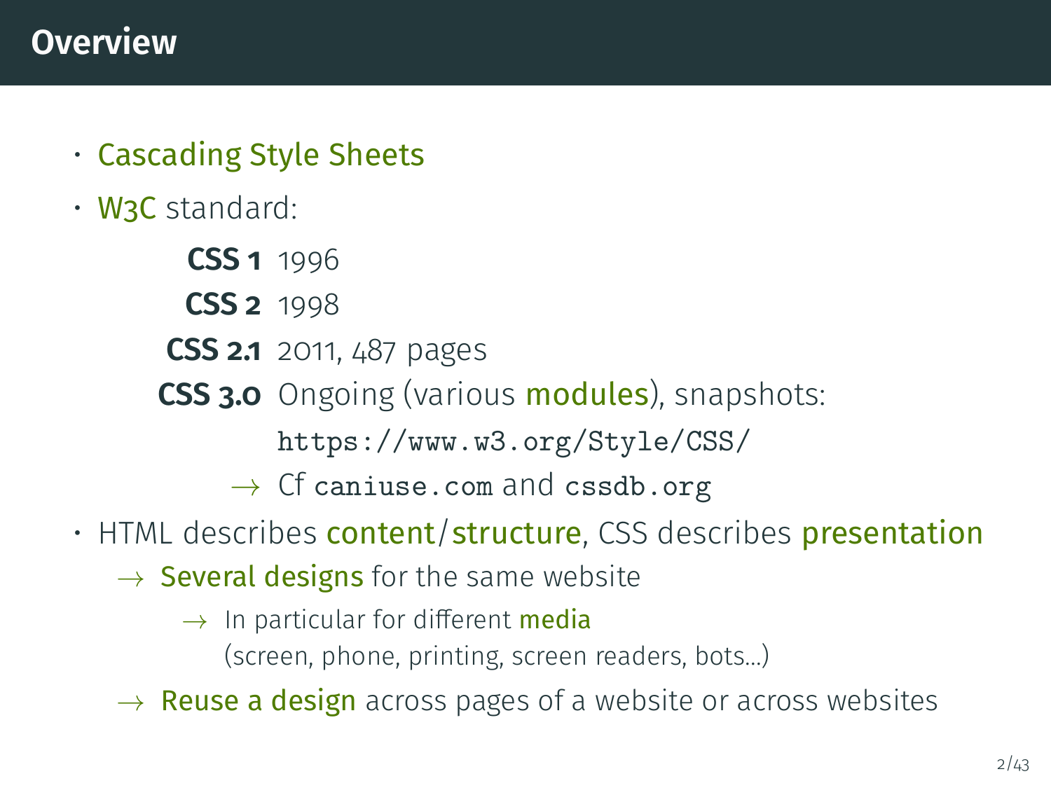# Overview

- Cascading Style Sheets
- W3C standard:

  **CSS 1** 1996

  **CSS 2** 1998

  **CSS 2.1** 2011, 487 pages

  **CSS 3.0** Ongoing (various **modules**), snapshots: `https://www.w3.org/Style/CSS/`

  → Cf `caniuse.com` and `cssdb.org`

- HTML describes **content**/**structure**, CSS describes **presentation**
  - → Several designs for the same website
    - → In particular for different **media** (screen, phone, printing, screen readers, bots...)
  - → Reuse a design across pages of a website or across websites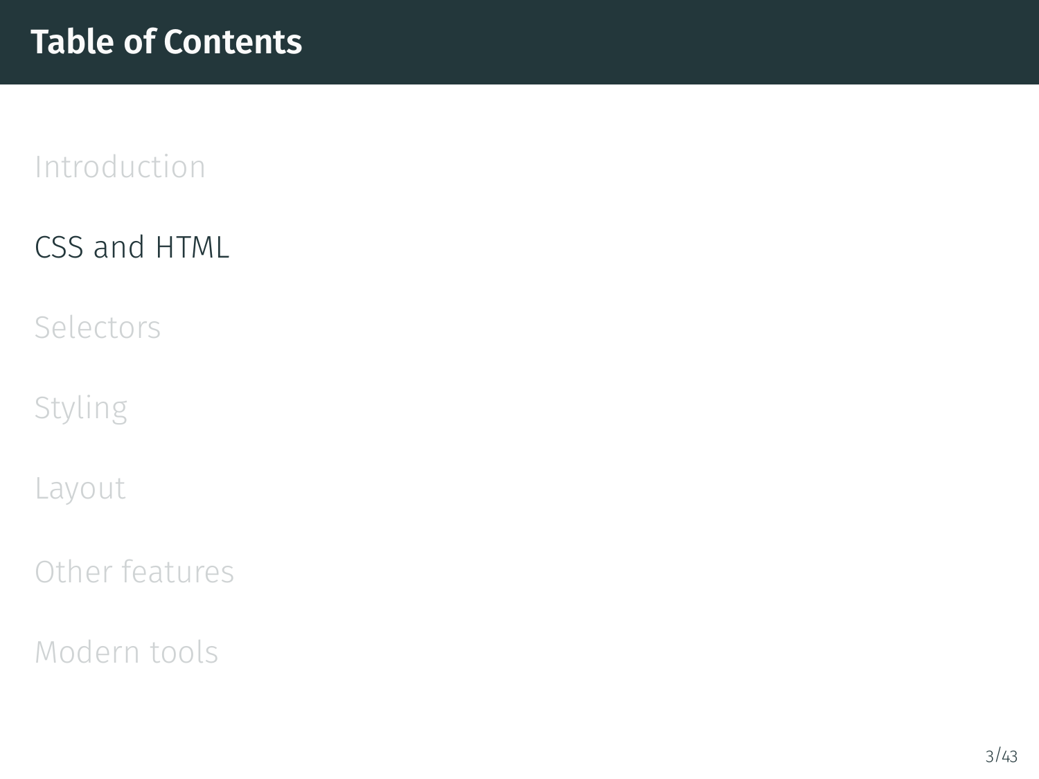# Table of Contents

- Introduction
- CSS and HTML
- Selectors
- Styling
- Layout
- Other features
- Modern tools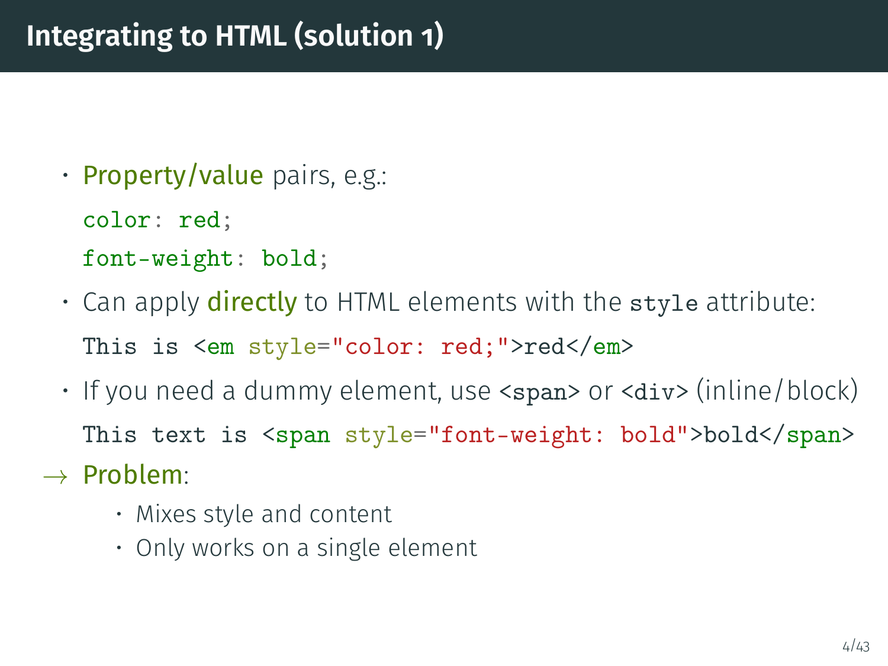# Integrating to HTML (solution 1)

- **Property/value** pairs, e.g.:

  ```
  color: red;
  font-weight: bold;
  ```

- Can apply **directly** to HTML elements with the `style` attribute:

  ```
  This is <em style="color: red;">red</em>
  ```

- If you need a dummy element, use `<span>` or `<div>` (inline/block)

  ```
  This text is <span style="font-weight: bold">bold</span>
  ```

→ **Problem**:

  - Mixes style and content
  - Only works on a single element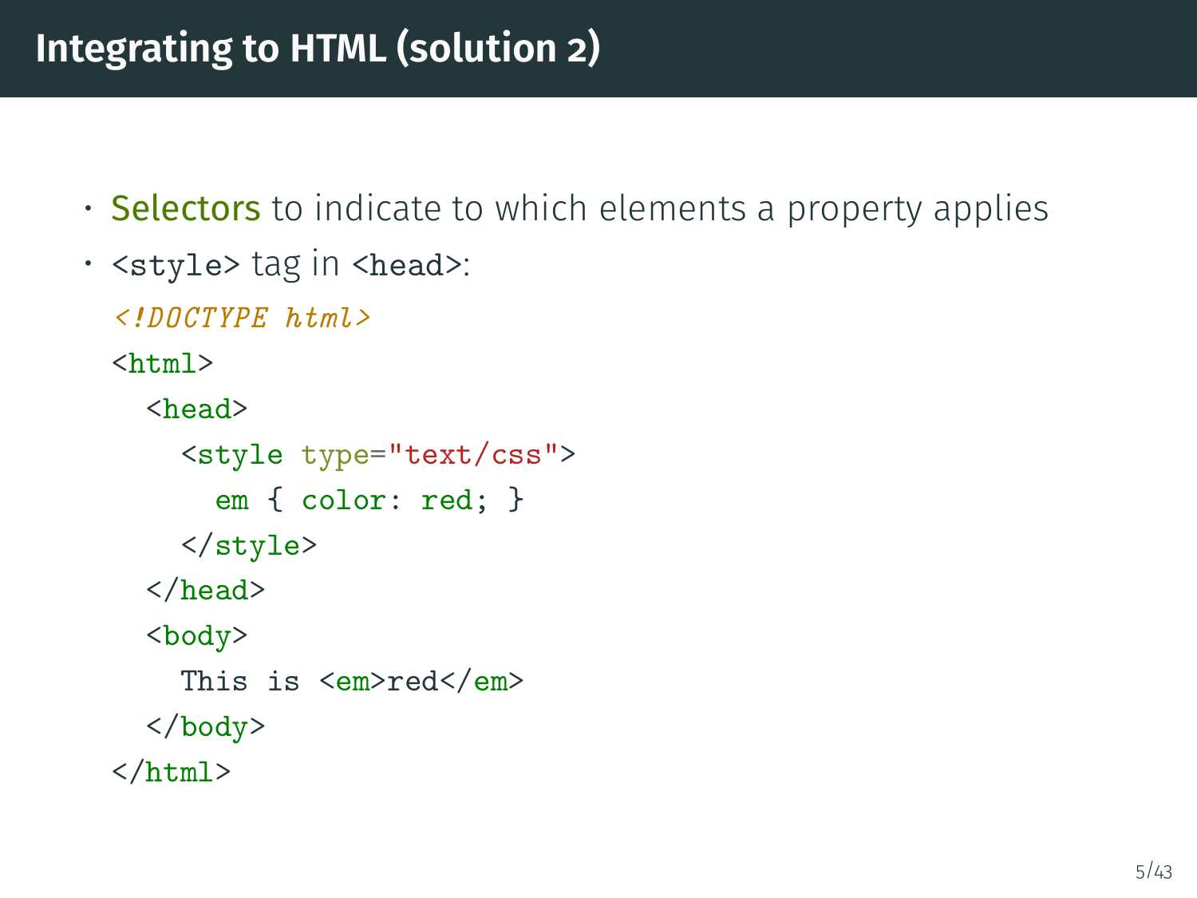## Integrating to HTML (solution 2)

- **Selectors** to indicate to which elements a property applies
- `<style>` tag in `<head>`:

```html
<!DOCTYPE html>
<html>
  <head>
    <style type="text/css">
      em { color: red; }
    </style>
  </head>
  <body>
    This is <em>red</em>
  </body>
</html>
```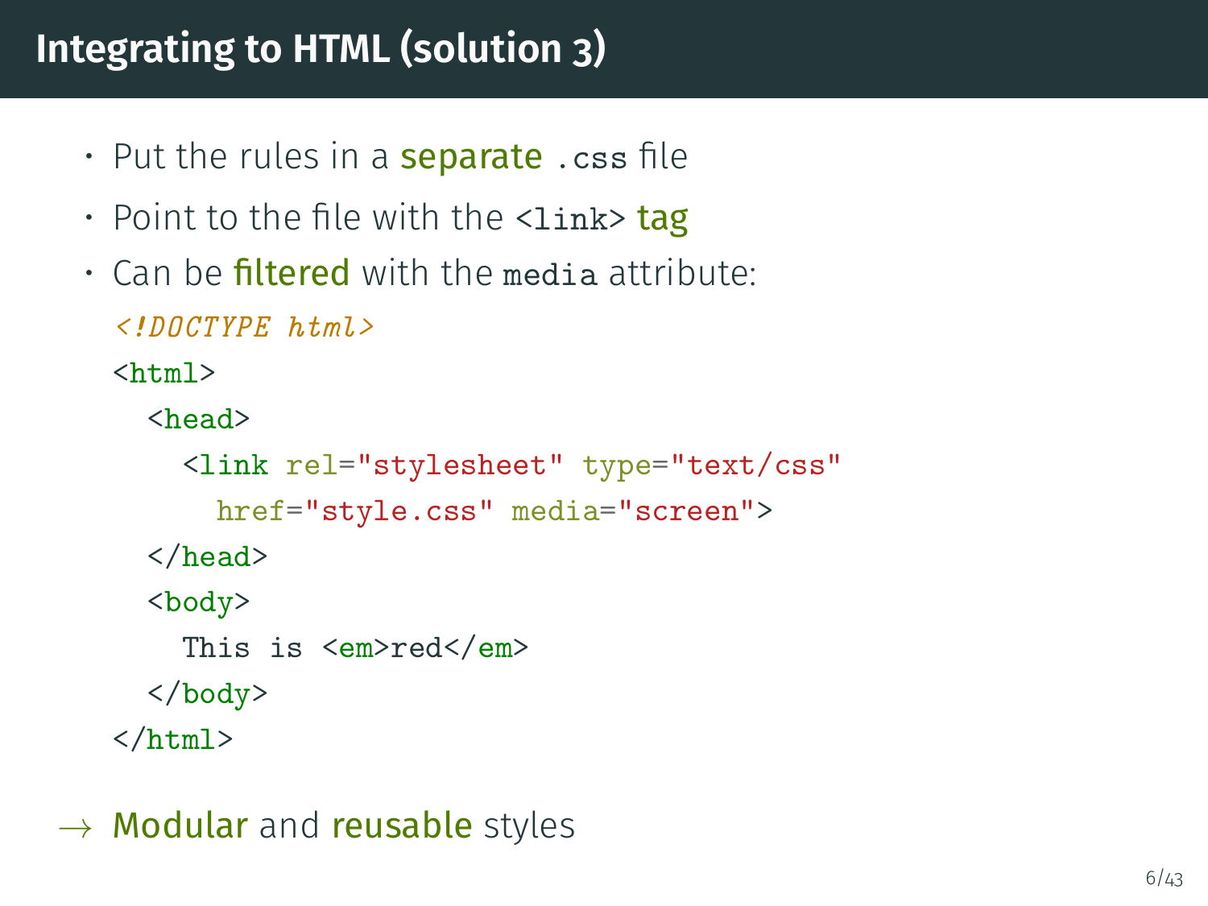## Integrating to HTML (solution 3)

- Put the rules in a **separate** `.css` file
- Point to the file with the `<link>` **tag**
- Can be **filtered** with the `media` attribute:

```
<!DOCTYPE html>
<html>
  <head>
    <link rel="stylesheet" type="text/css"
      href="style.css" media="screen">
  </head>
  <body>
    This is <em>red</em>
  </body>
</html>
```

→ **Modular** and **reusable** styles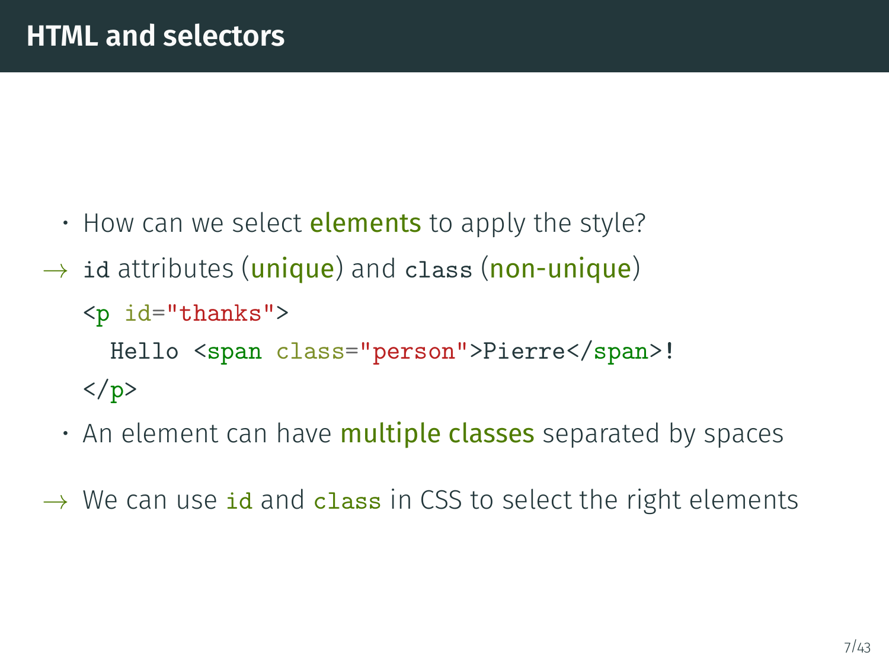# HTML and selectors

- How can we select **elements** to apply the style?

→ `id` attributes (**unique**) and `class` (**non-unique**)

```
<p id="thanks">
  Hello <span class="person">Pierre</span>!
</p>
```

- An element can have **multiple classes** separated by spaces

→ We can use `id` and `class` in CSS to select the right elements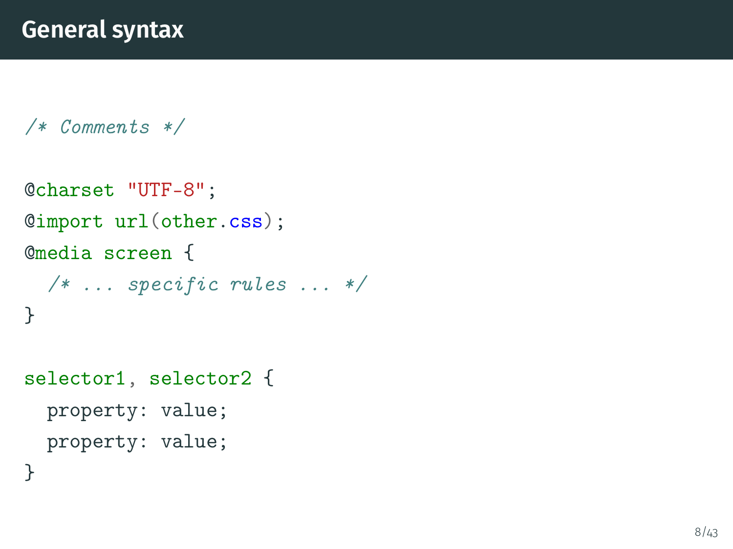# General syntax

```css
/* Comments */

@charset "UTF-8";
@import url(other.css);
@media screen {
  /* ... specific rules ... */
}

selector1, selector2 {
  property: value;
  property: value;
}
```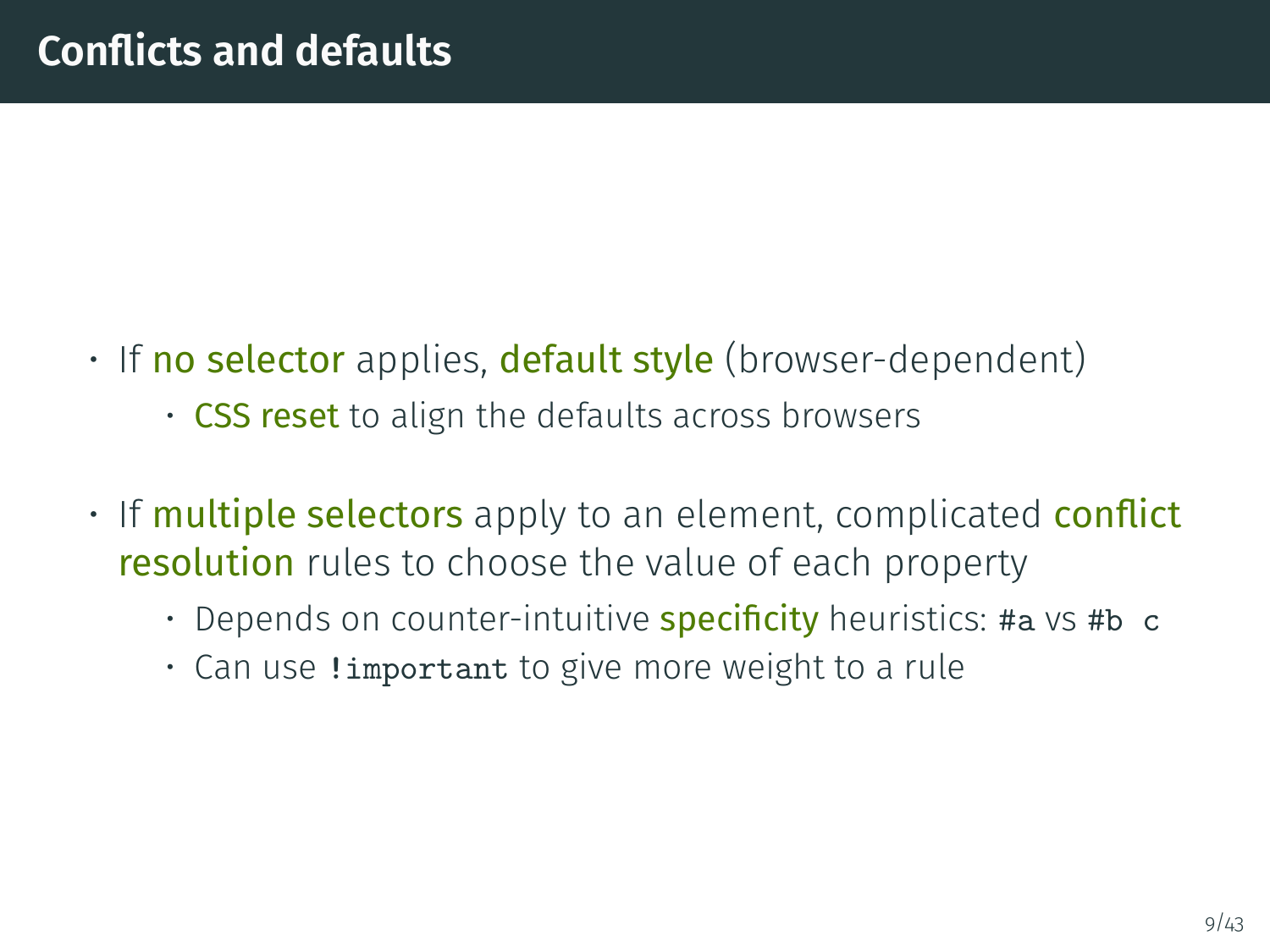# Conflicts and defaults

- If no selector applies, default style (browser-dependent)
  - CSS reset to align the defaults across browsers
- If multiple selectors apply to an element, complicated conflict resolution rules to choose the value of each property
  - Depends on counter-intuitive specificity heuristics: `#a` vs `#b c`
  - Can use `!important` to give more weight to a rule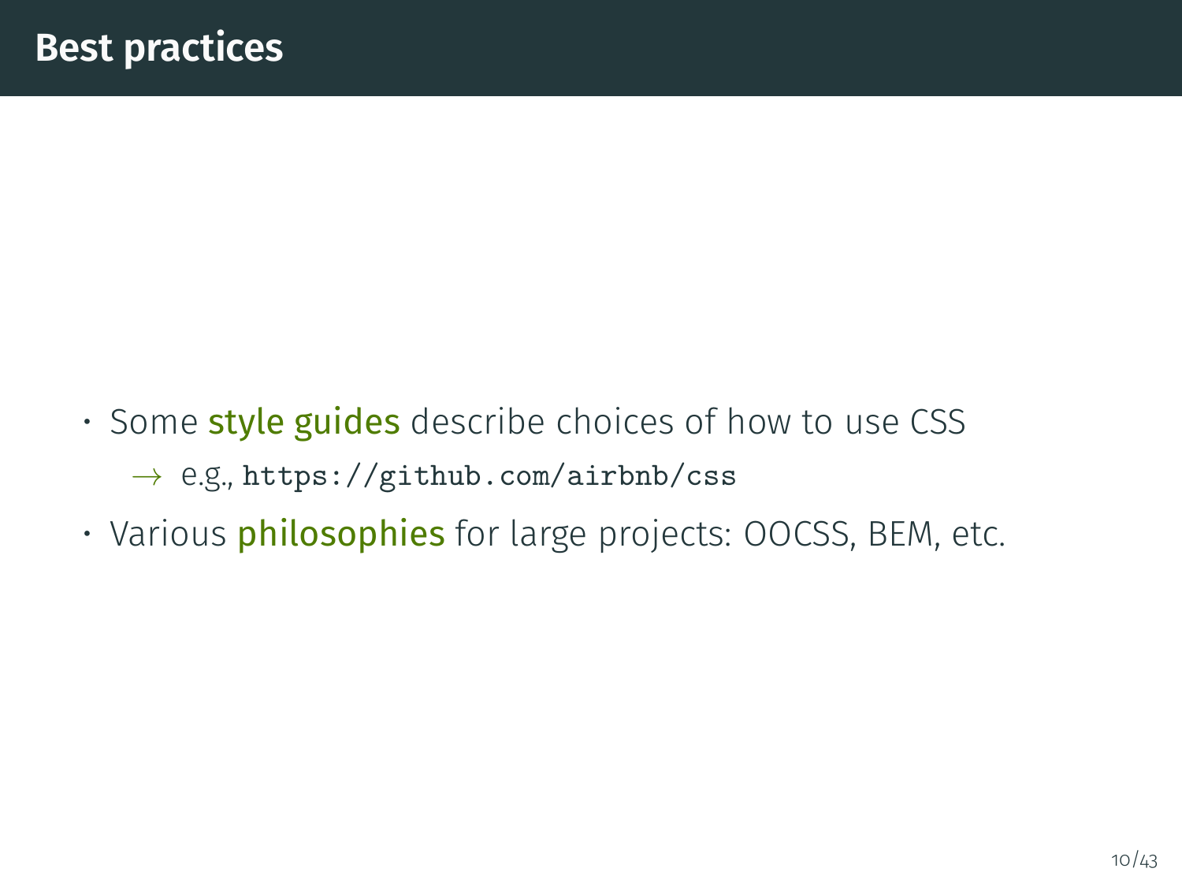# Best practices

- Some **style guides** describe choices of how to use CSS
  - → e.g., `https://github.com/airbnb/css`
- Various **philosophies** for large projects: OOCSS, BEM, etc.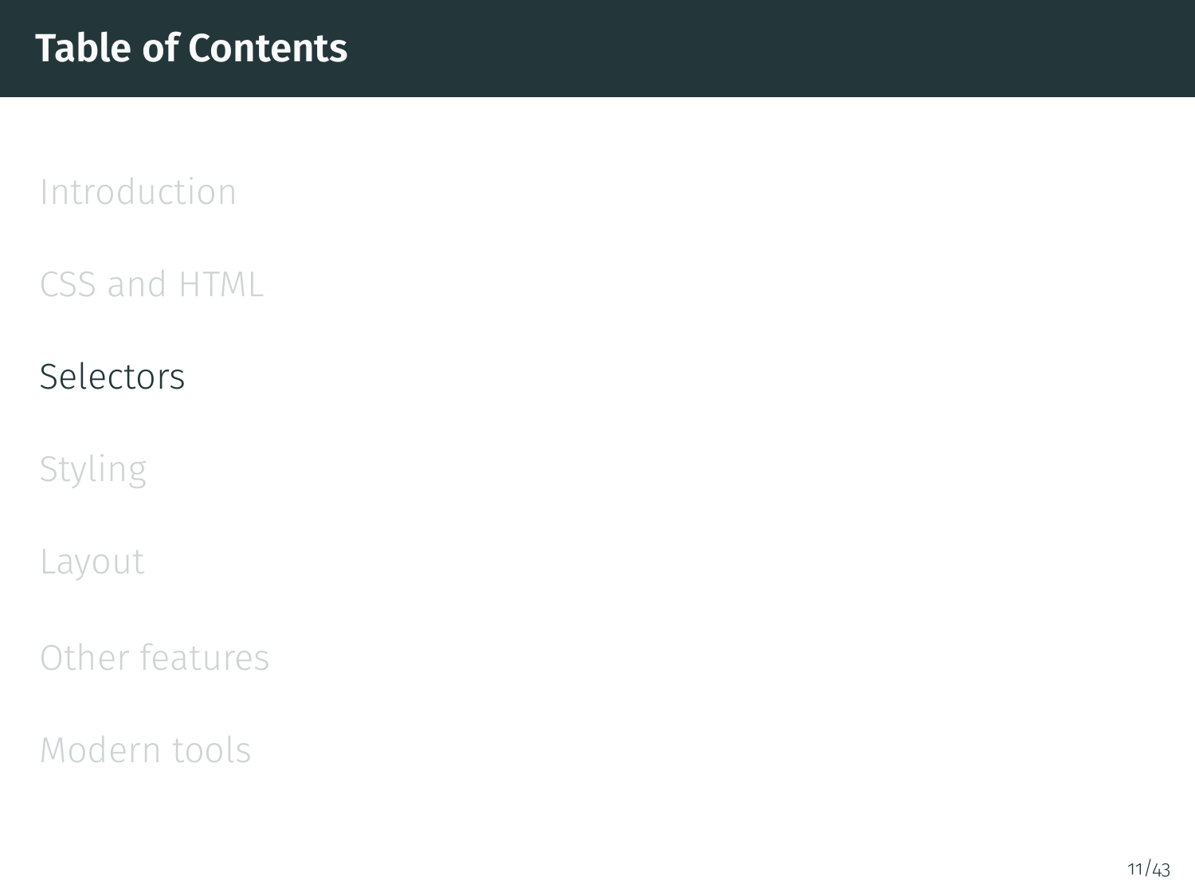# Table of Contents

Introduction

CSS and HTML

Selectors

Styling

Layout

Other features

Modern tools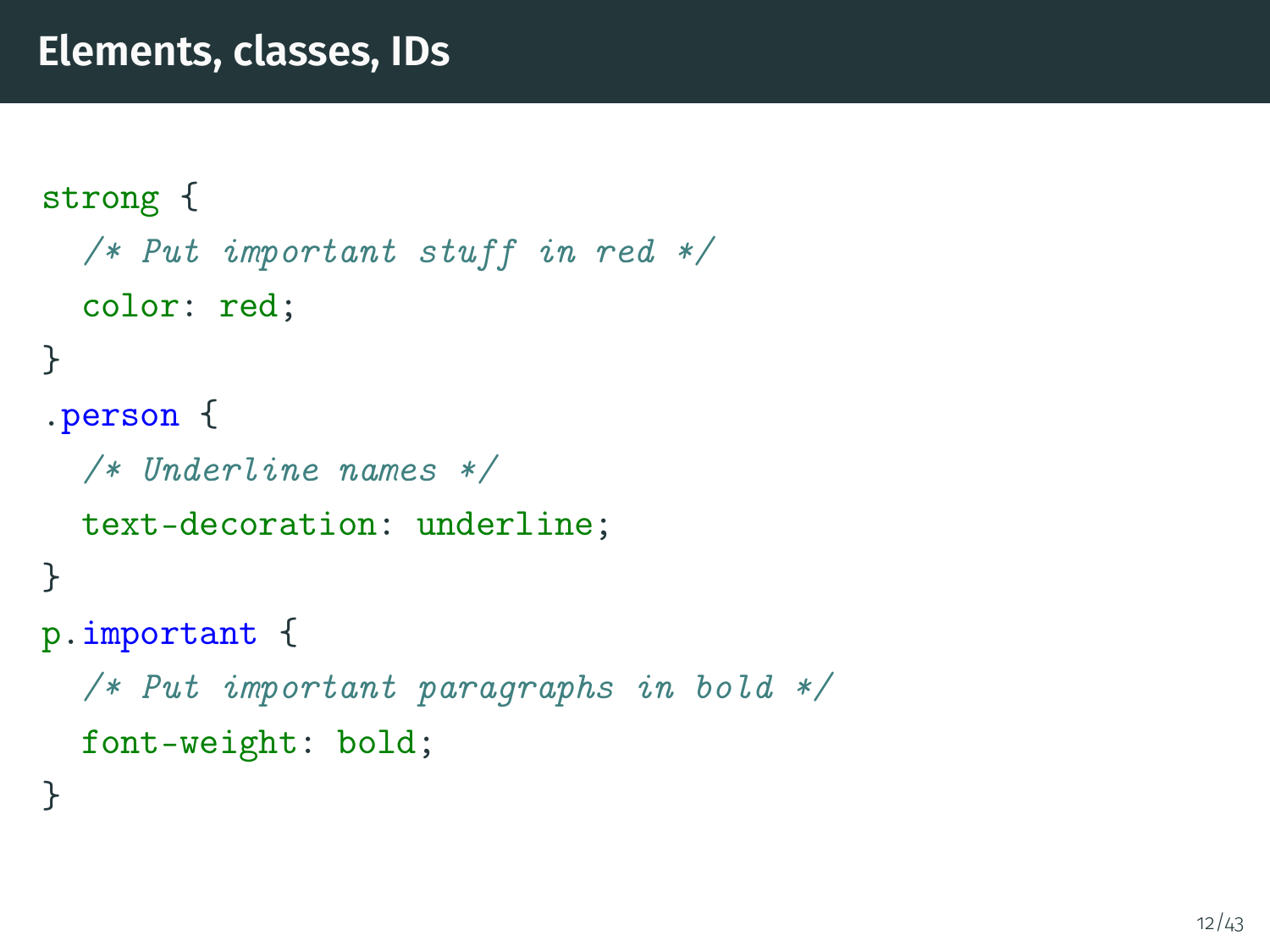# Elements, classes, IDs

```css
strong {
  /* Put important stuff in red */
  color: red;
}
.person {
  /* Underline names */
  text-decoration: underline;
}
p.important {
  /* Put important paragraphs in bold */
  font-weight: bold;
}
```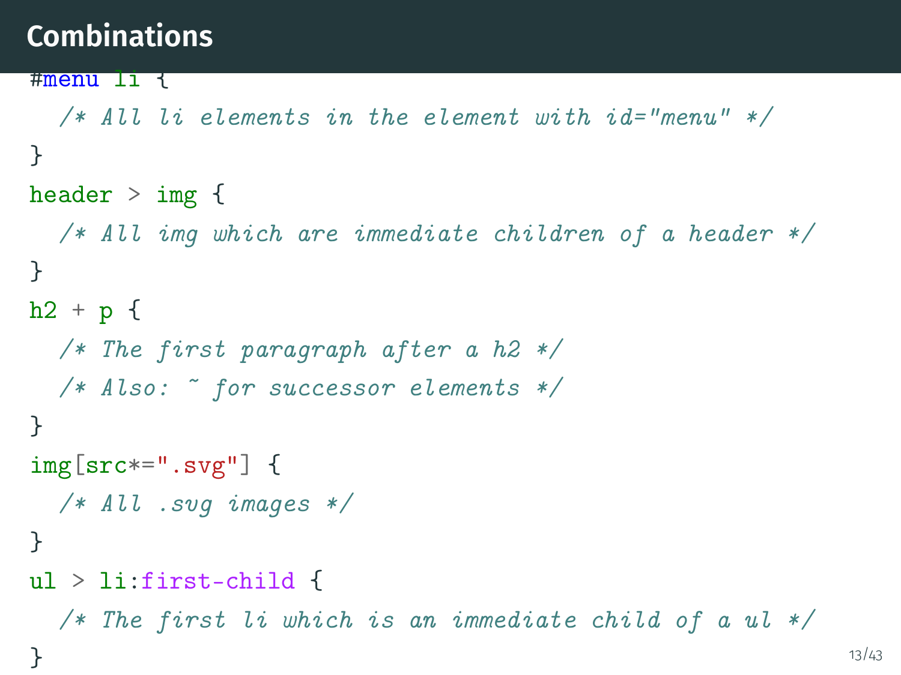## Combinations

```css
#menu li {
  /* All li elements in the element with id="menu" */
}
header > img {
  /* All img which are immediate children of a header */
}
h2 + p {
  /* The first paragraph after a h2 */
  /* Also: ~ for successor elements */
}
img[src*=".svg"] {
  /* All .svg images */
}
ul > li:first-child {
  /* The first li which is an immediate child of a ul */
}
```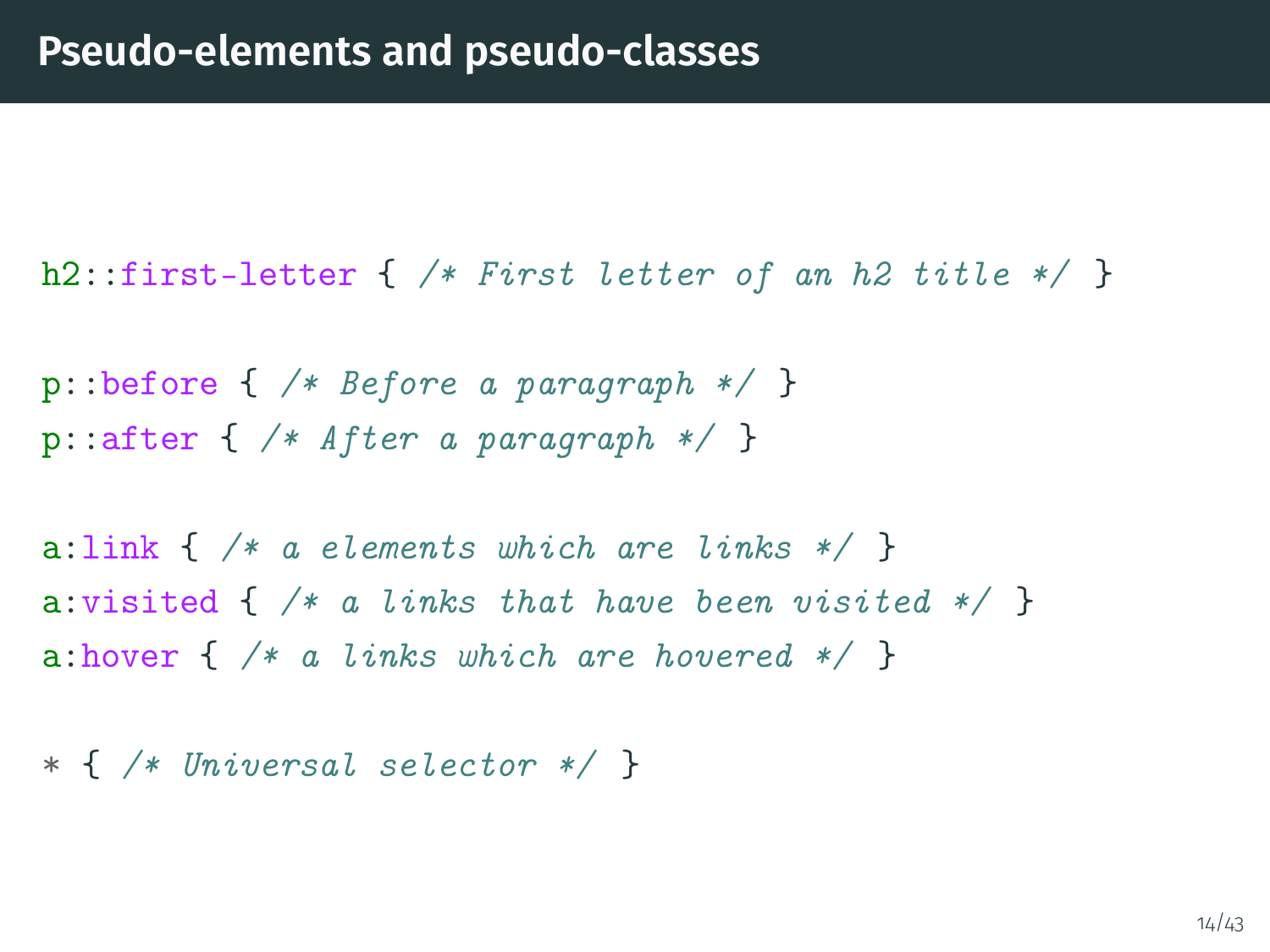# Pseudo-elements and pseudo-classes

```css
h2::first-letter { /* First letter of an h2 title */ }

p::before { /* Before a paragraph */ }
p::after { /* After a paragraph */ }

a:link { /* a elements which are links */ }
a:visited { /* a links that have been visited */ }
a:hover { /* a links which are hovered */ }

* { /* Universal selector */ }
```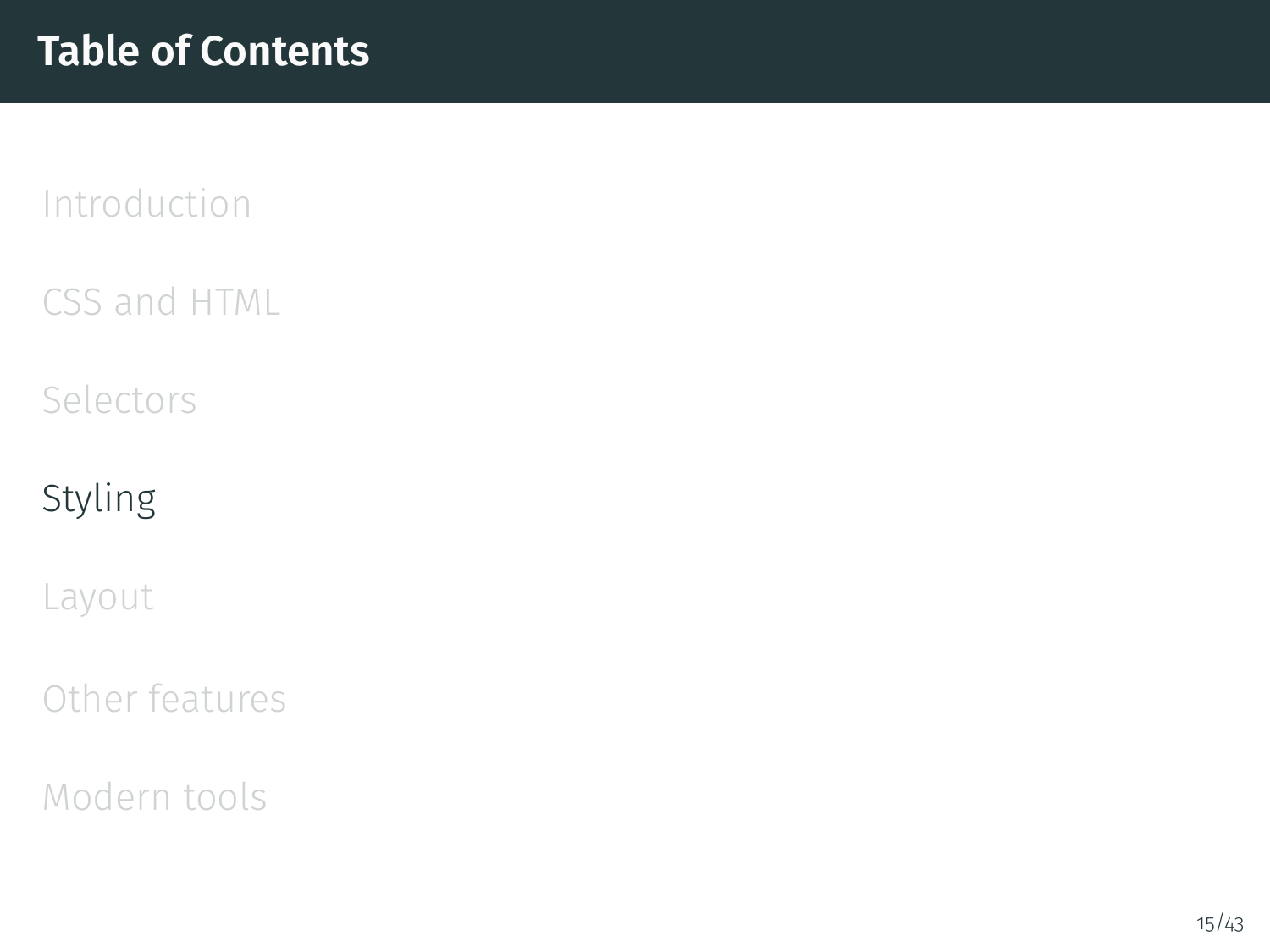# Table of Contents

Introduction

CSS and HTML

Selectors

Styling

Layout

Other features

Modern tools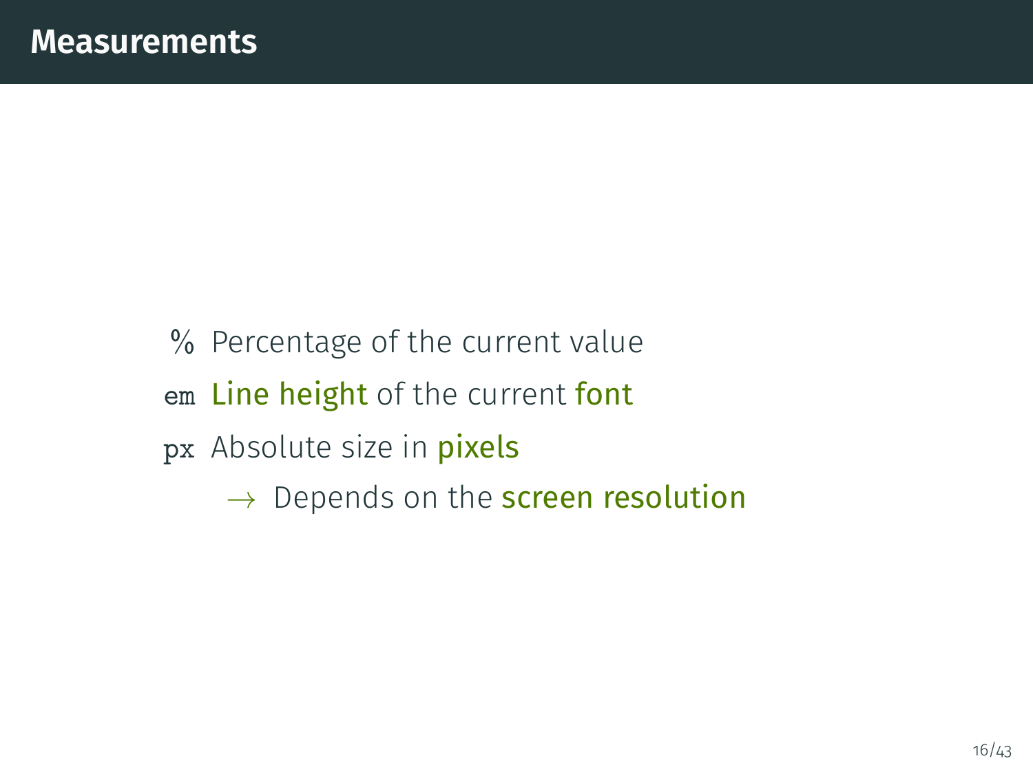# Measurements

- `%` Percentage of the current value
- `em` Line height of the current font
- `px` Absolute size in pixels
  - $\rightarrow$ Depends on the screen resolution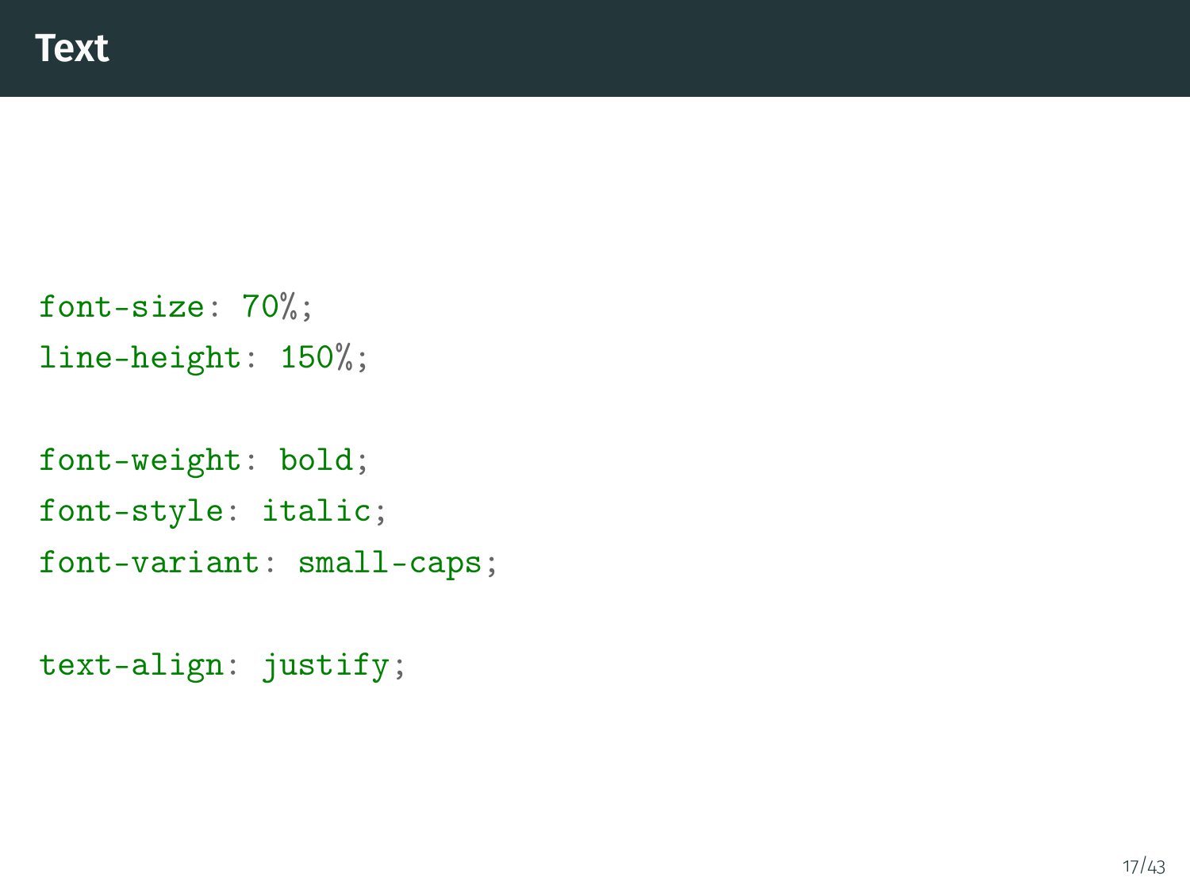# Text

```
font-size: 70%;
line-height: 150%;

font-weight: bold;
font-style: italic;
font-variant: small-caps;

text-align: justify;
```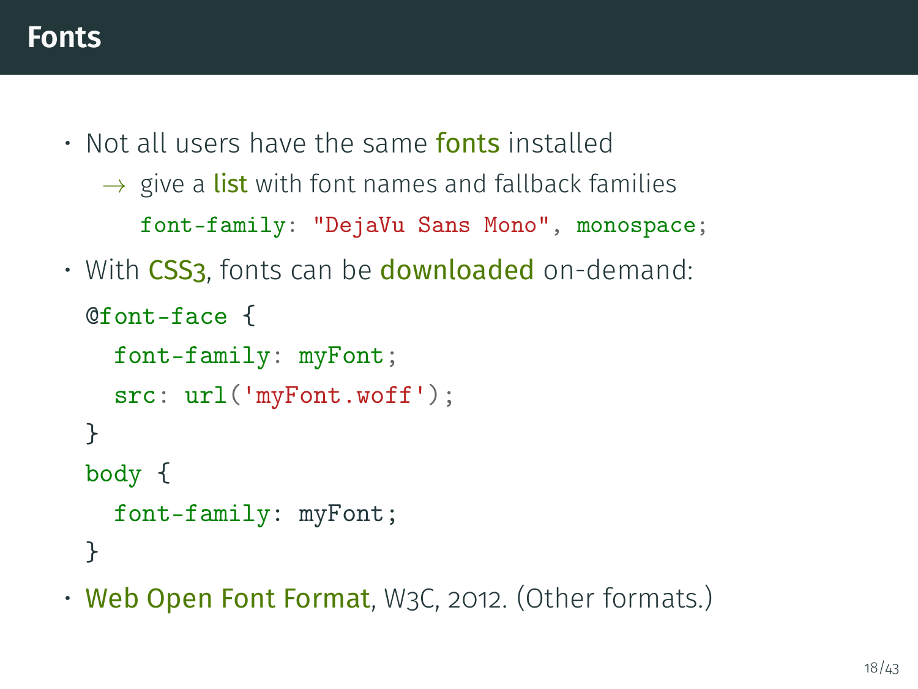# Fonts

- Not all users have the same **fonts** installed
  - → give a **list** with font names and fallback families

    ```
    font-family: "DejaVu Sans Mono", monospace;
    ```

- With **CSS3**, fonts can be **downloaded** on-demand:

  ```
  @font-face {
    font-family: myFont;
    src: url('myFont.woff');
  }
  body {
    font-family: myFont;
  }
  ```

- **Web Open Font Format**, W3C, 2012. (Other formats.)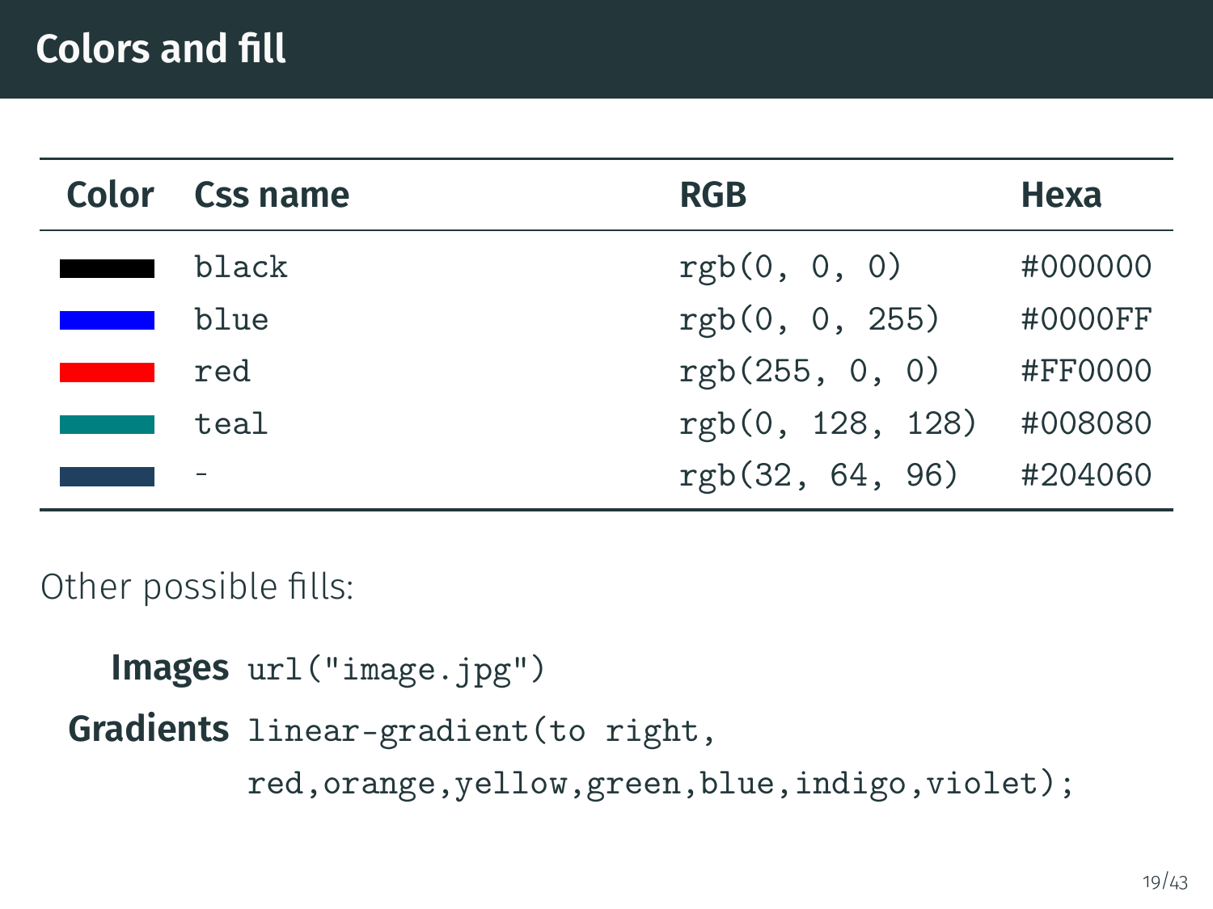## Colors and fill

| Color | Css name | RGB | Hexa |
|---|---|---|---|
|  | black | rgb(0, 0, 0) | #000000 |
|  | blue | rgb(0, 0, 255) | #0000FF |
|  | red | rgb(255, 0, 0) | #FF0000 |
|  | teal | rgb(0, 128, 128) | #008080 |
|  | - | rgb(32, 64, 96) | #204060 |

Other possible fills:

**Images** `url("image.jpg")`

**Gradients** `linear-gradient(to right, red,orange,yellow,green,blue,indigo,violet);`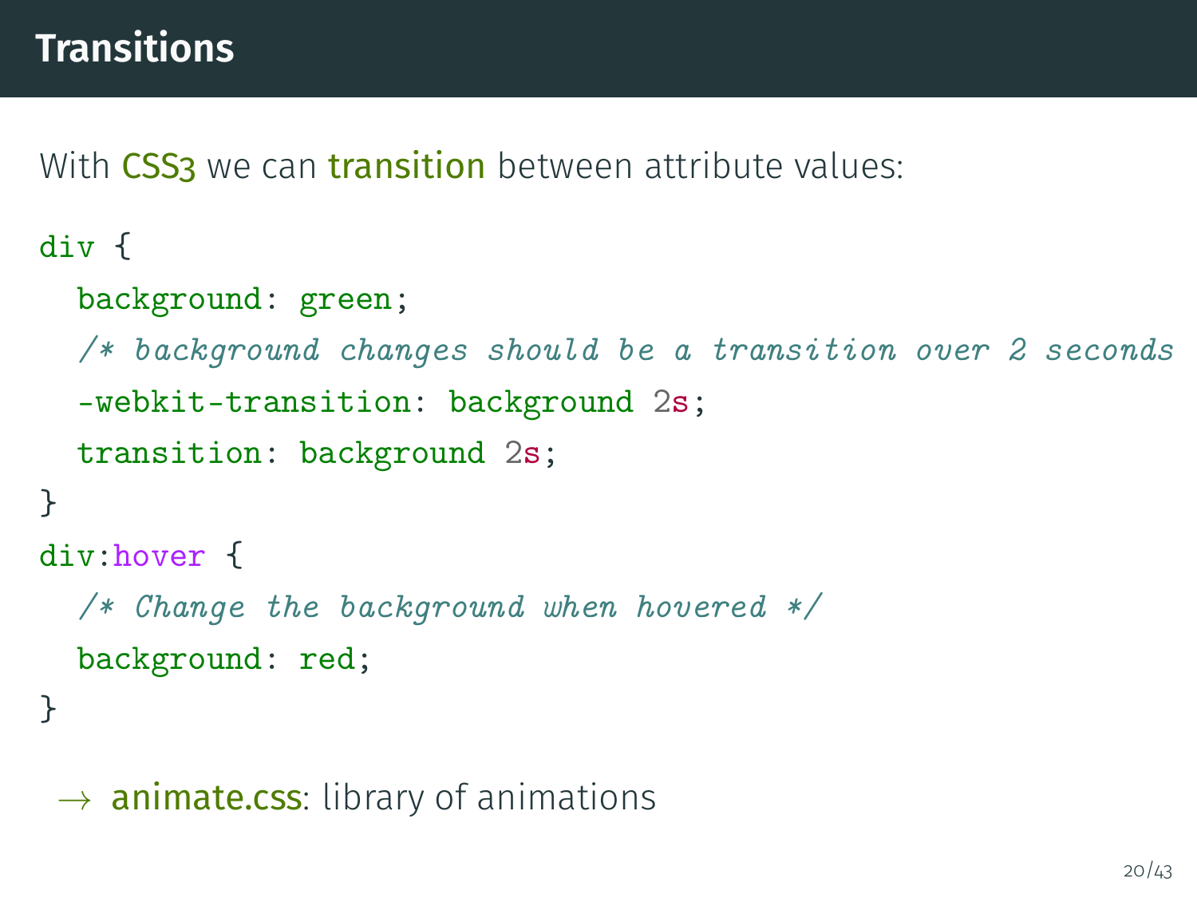# Transitions

With CSS3 we can transition between attribute values:

```
div {
  background: green;
  /* background changes should be a transition over 2 seconds
  -webkit-transition: background 2s;
  transition: background 2s;
}
div:hover {
  /* Change the background when hovered */
  background: red;
}
```

→ animate.css: library of animations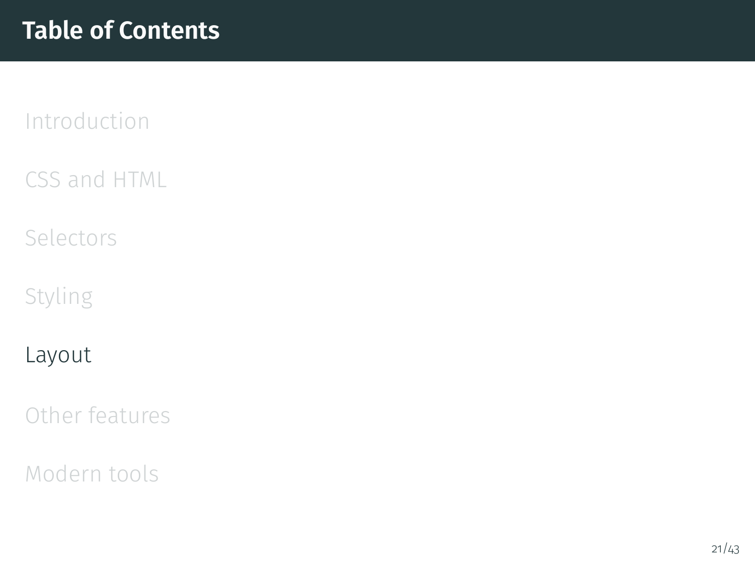# Table of Contents

Introduction

CSS and HTML

Selectors

Styling

Layout

Other features

Modern tools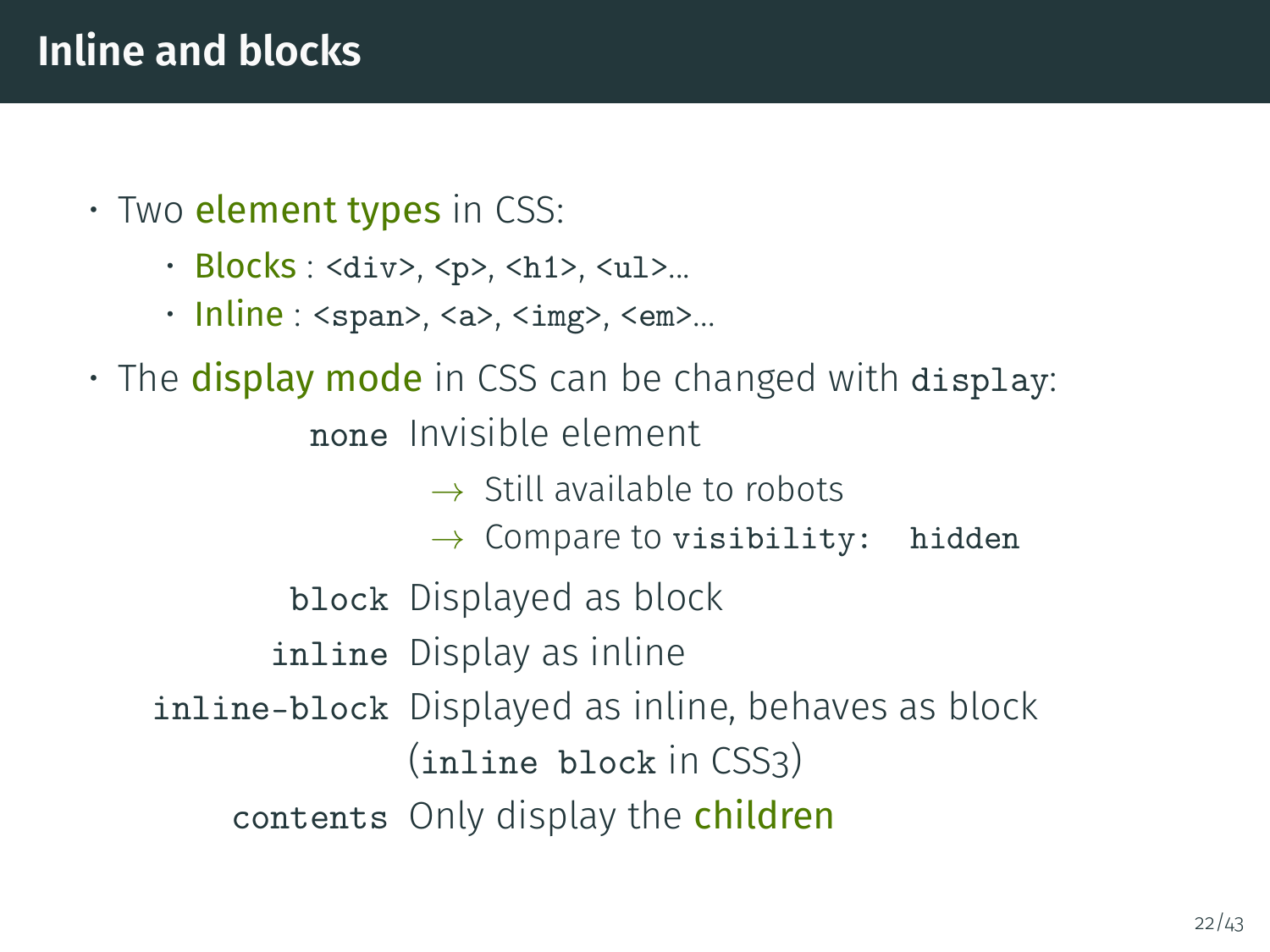# Inline and blocks

- Two **element types** in CSS:
  - **Blocks** : `<div>`, `<p>`, `<h1>`, `<ul>`...
  - **Inline** : `<span>`, `<a>`, `<img>`, `<em>`...
- The **display mode** in CSS can be changed with `display`:

  `none` Invisible element
  - → Still available to robots
  - → Compare to `visibility: hidden`

  `block` Displayed as block

  `inline` Display as inline

  `inline-block` Displayed as inline, behaves as block (`inline block` in CSS3)

  `contents` Only display the **children**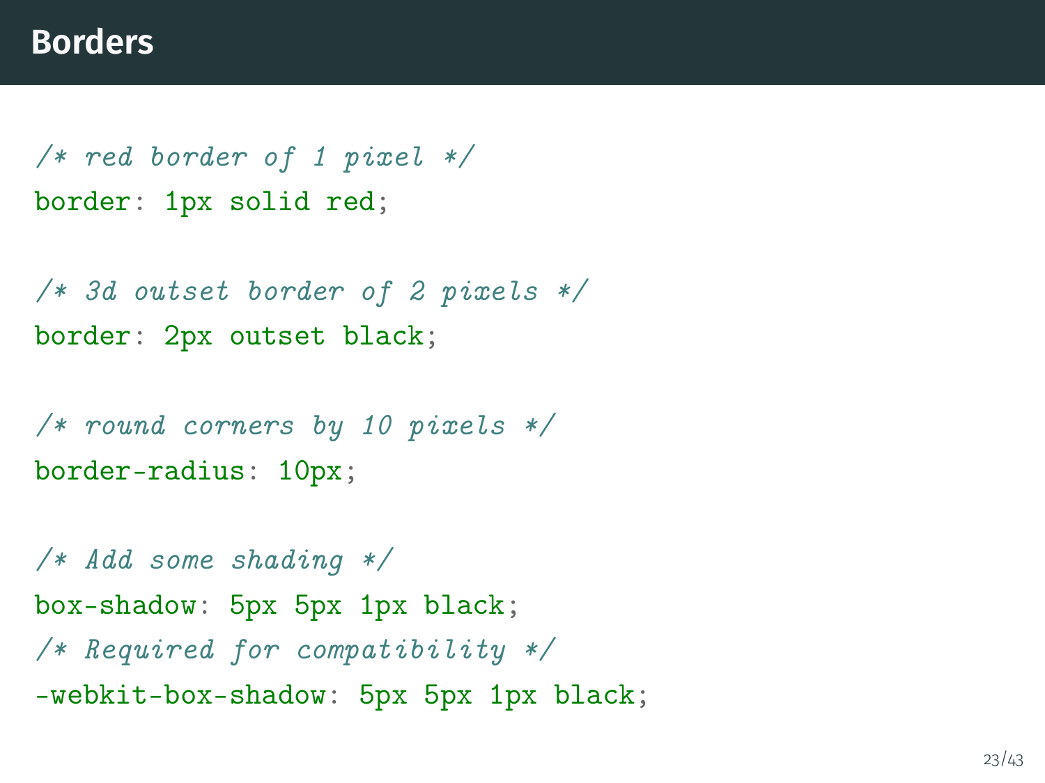# Borders

```css
/* red border of 1 pixel */
border: 1px solid red;

/* 3d outset border of 2 pixels */
border: 2px outset black;

/* round corners by 10 pixels */
border-radius: 10px;

/* Add some shading */
box-shadow: 5px 5px 1px black;
/* Required for compatibility */
-webkit-box-shadow: 5px 5px 1px black;
```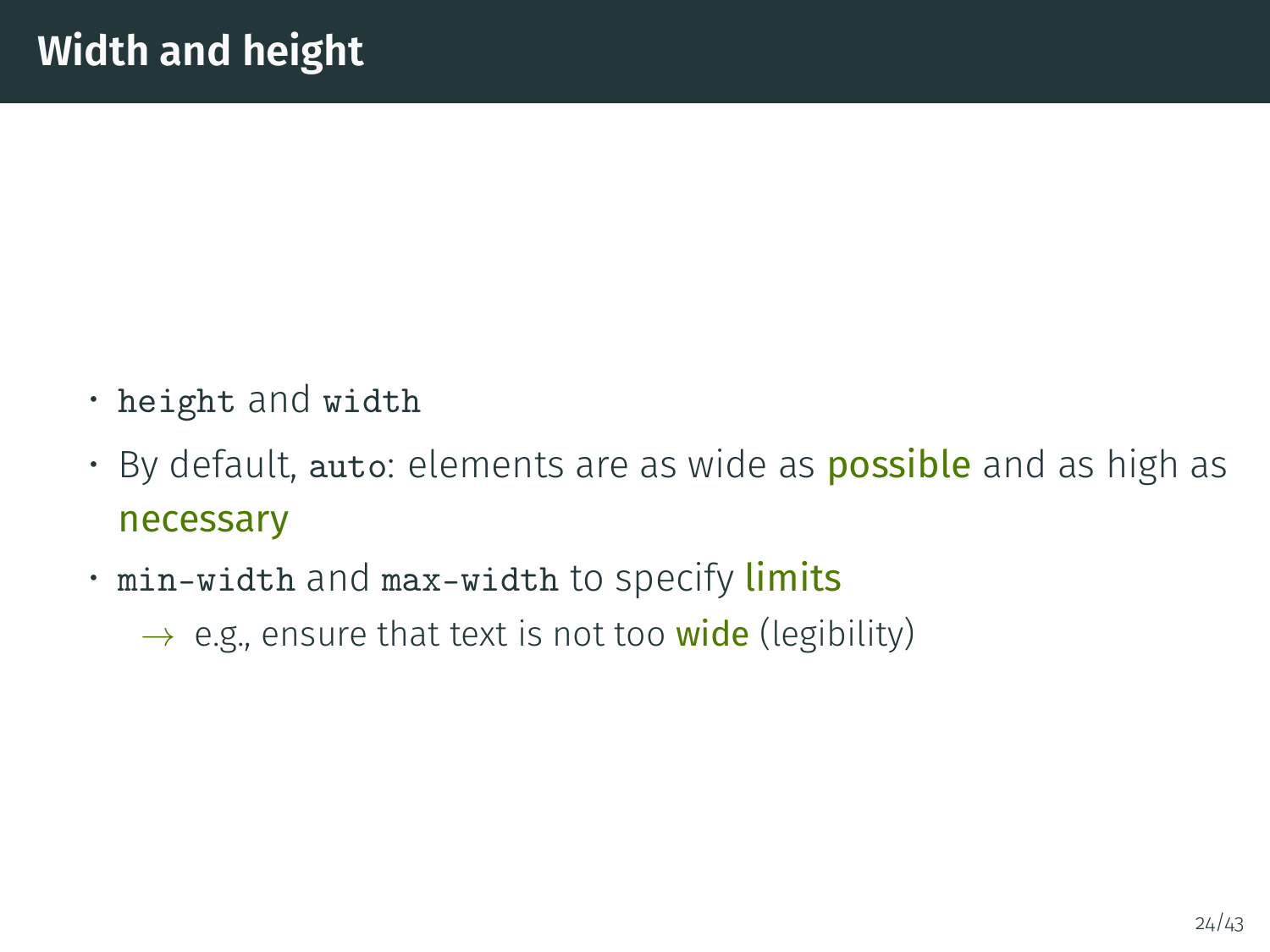# Width and height

- `height` and `width`
- By default, `auto`: elements are as wide as **possible** and as high as **necessary**
- `min-width` and `max-width` to specify **limits**
  - → e.g., ensure that text is not too **wide** (legibility)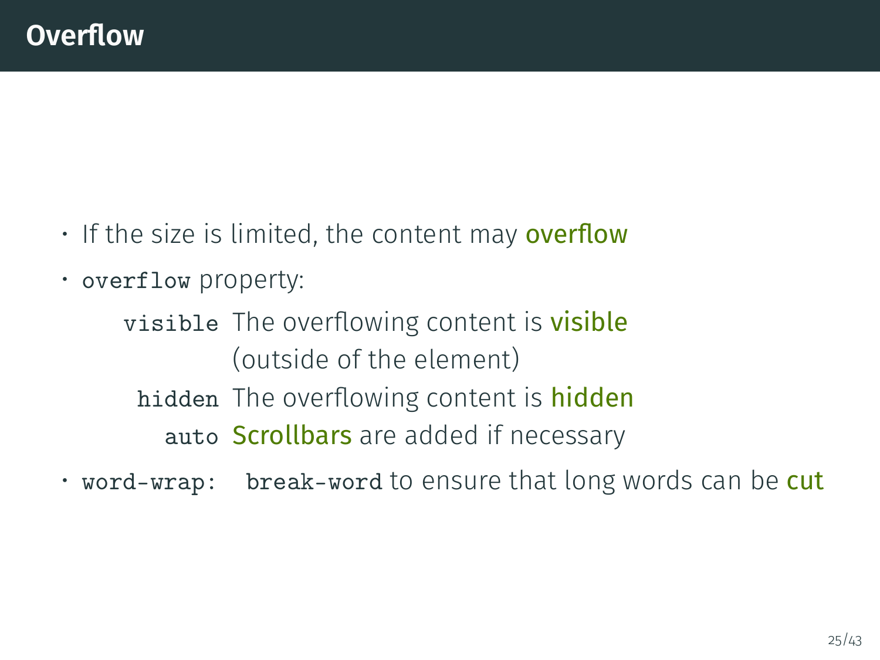## Overflow

- If the size is limited, the content may **overflow**
- `overflow` property:
  - `visible` The overflowing content is **visible** (outside of the element)
  - `hidden` The overflowing content is **hidden**
  - `auto` **Scrollbars** are added if necessary
- `word-wrap: break-word` to ensure that long words can be **cut**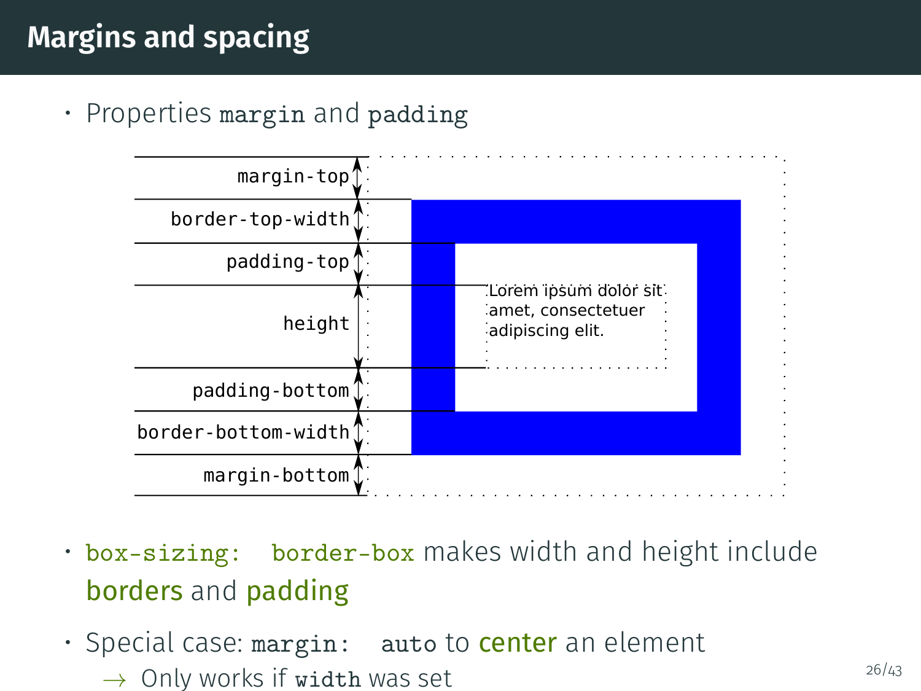# Margins and spacing

- Properties `margin` and `padding`

margin-top

border-top-width

padding-top

height

padding-bottom

border-bottom-width

margin-bottom

Lorem ipsum dolor sit amet, consectetuer adipiscing elit.

- `box-sizing: border-box` makes width and height include borders and padding
- Special case: `margin: auto` to center an element
  - → Only works if `width` was set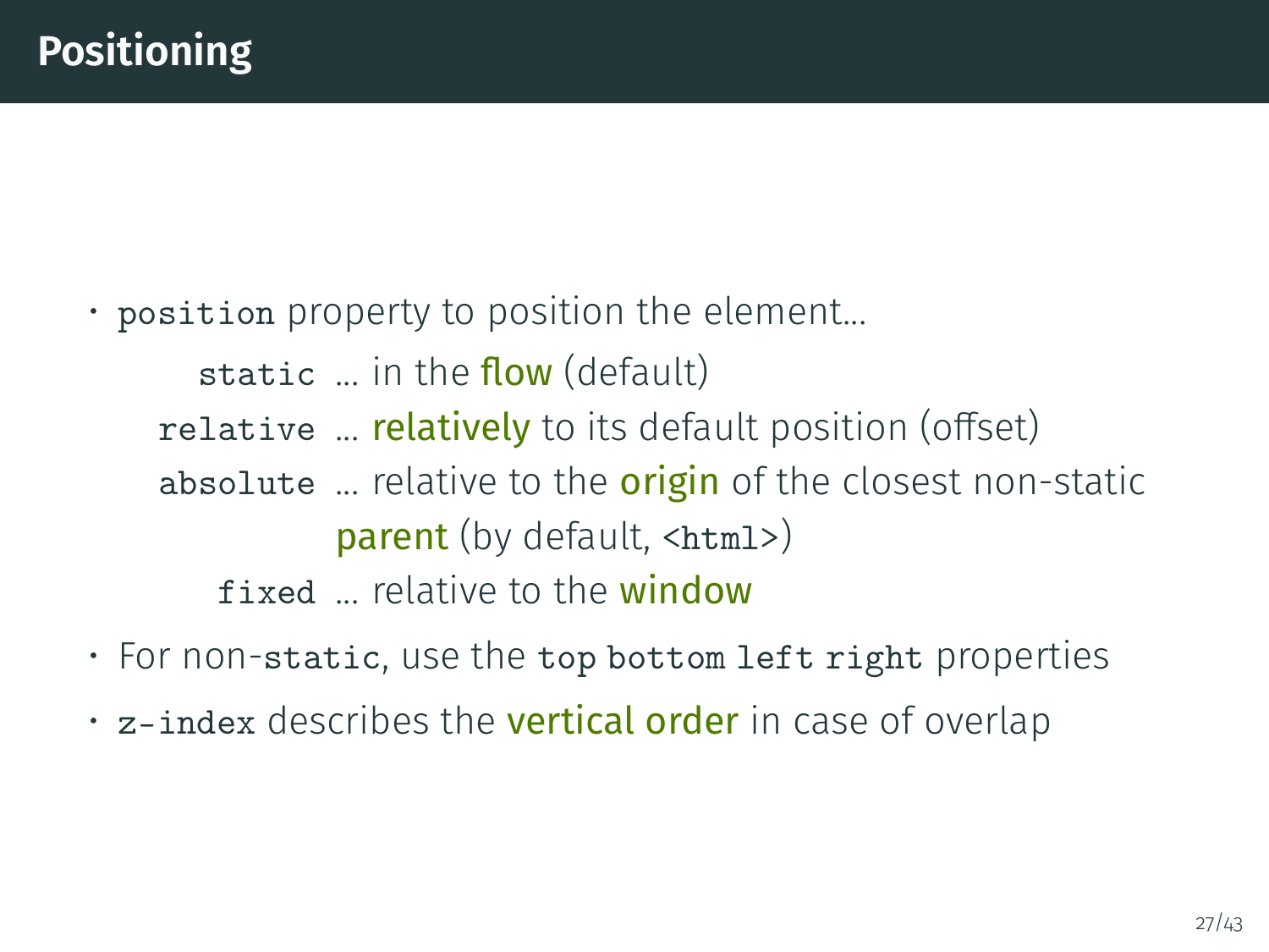# Positioning

- `position` property to position the element...
  - `static` ... in the **flow** (default)
  - `relative` ... **relatively** to its default position (offset)
  - `absolute` ... relative to the **origin** of the closest non-static **parent** (by default, `<html>`)
  - `fixed` ... relative to the **window**
- For non-`static`, use the `top` `bottom` `left` `right` properties
- `z-index` describes the **vertical order** in case of overlap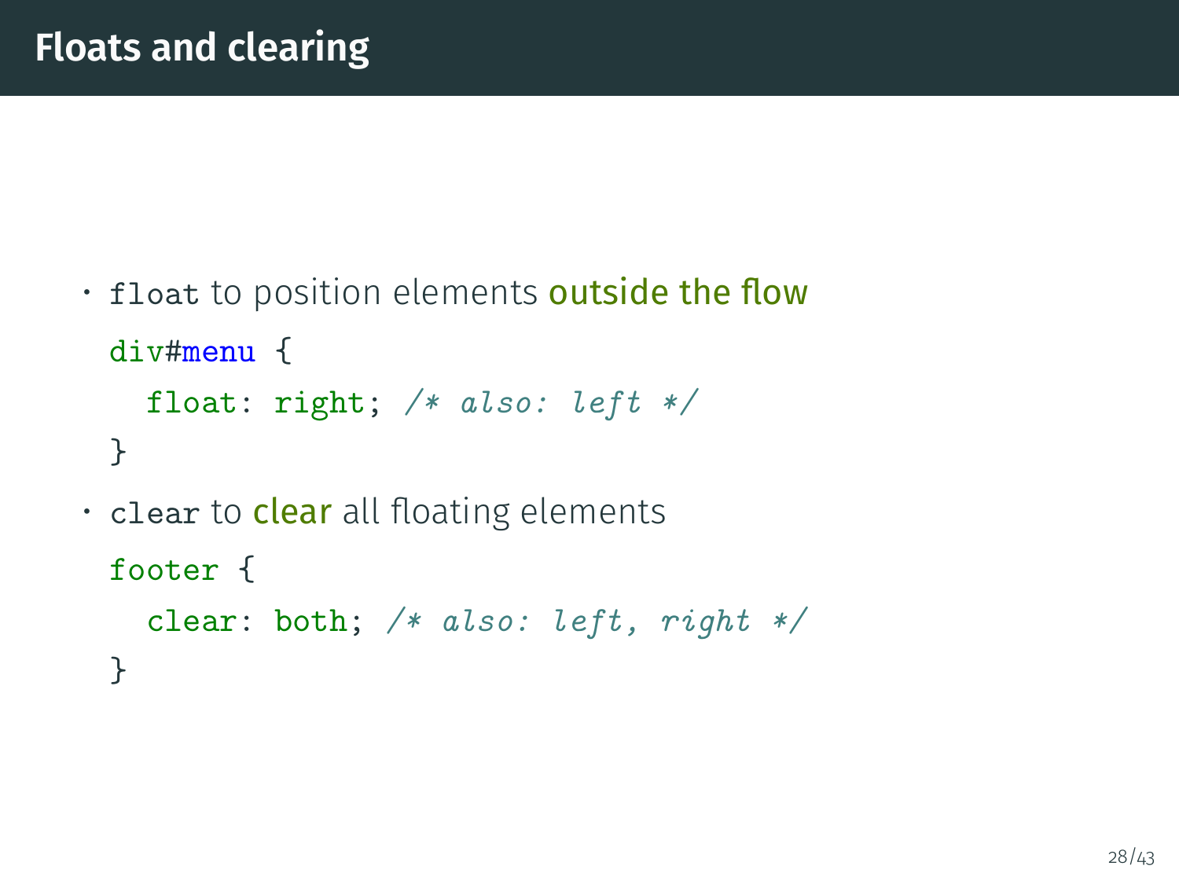# Floats and clearing

- `float` to position elements **outside the flow**

```css
div#menu {
  float: right; /* also: left */
}
```

- `clear` to **clear** all floating elements

```css
footer {
  clear: both; /* also: left, right */
}
```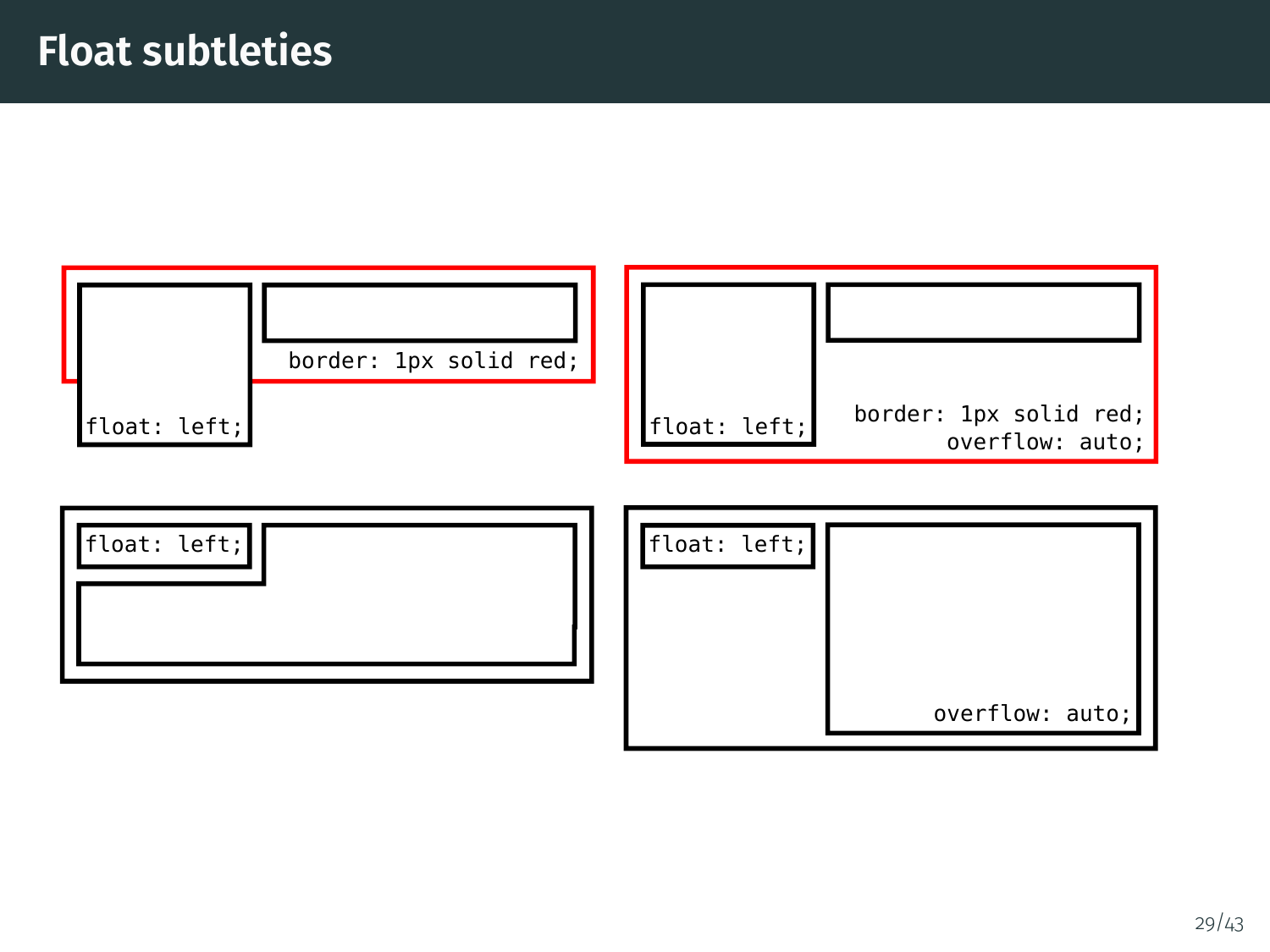# Float subtleties

float: left;

border: 1px solid red;

float: left;

border: 1px solid red;
overflow: auto;

float: left;

float: left;

overflow: auto;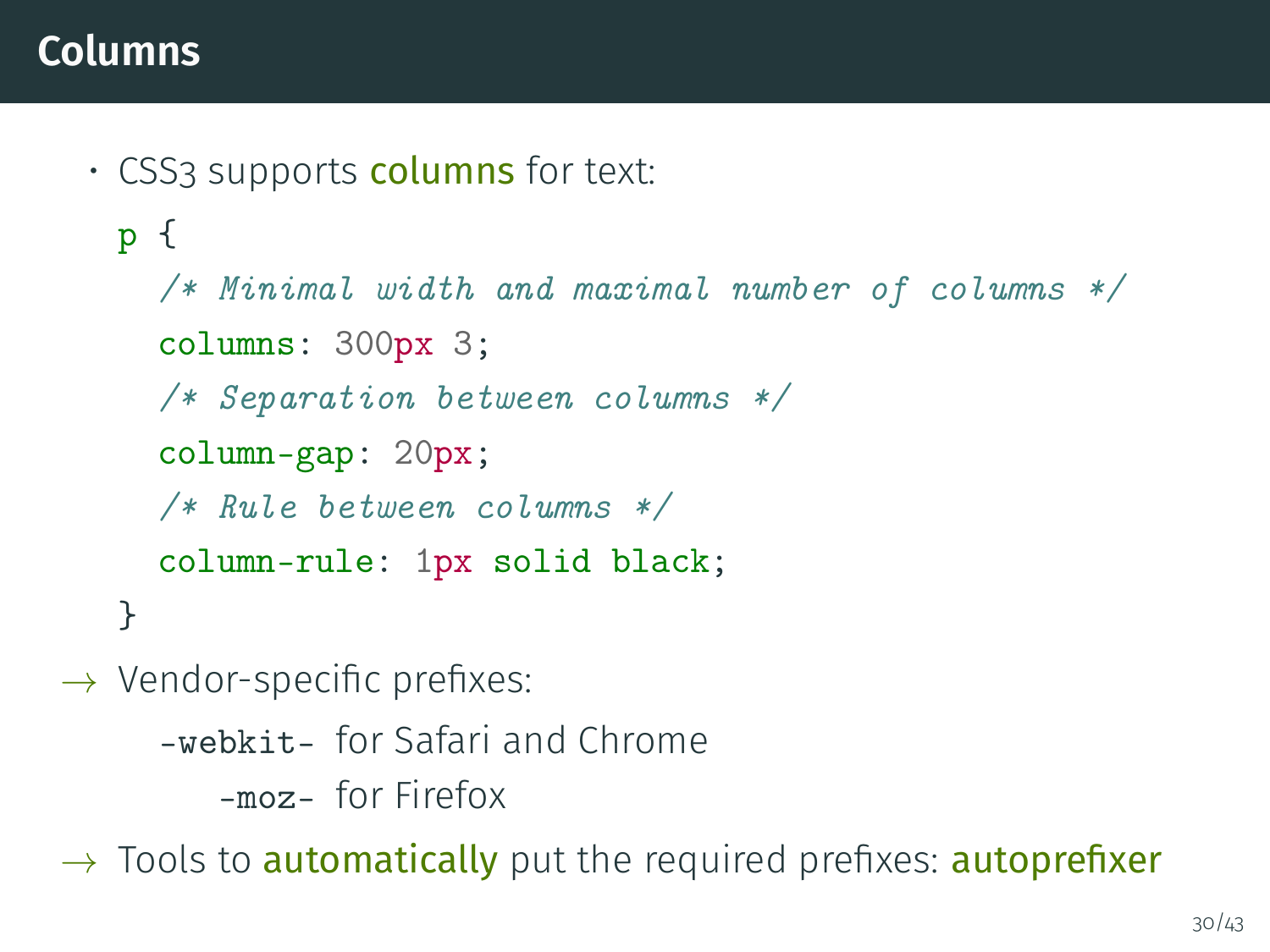## Columns

- CSS3 supports **columns** for text:

```css
p {
  /* Minimal width and maximal number of columns */
  columns: 300px 3;
  /* Separation between columns */
  column-gap: 20px;
  /* Rule between columns */
  column-rule: 1px solid black;
}
```

→ Vendor-specific prefixes:

- `-webkit-` for Safari and Chrome
- `-moz-` for Firefox

→ Tools to **automatically** put the required prefixes: **autoprefixer**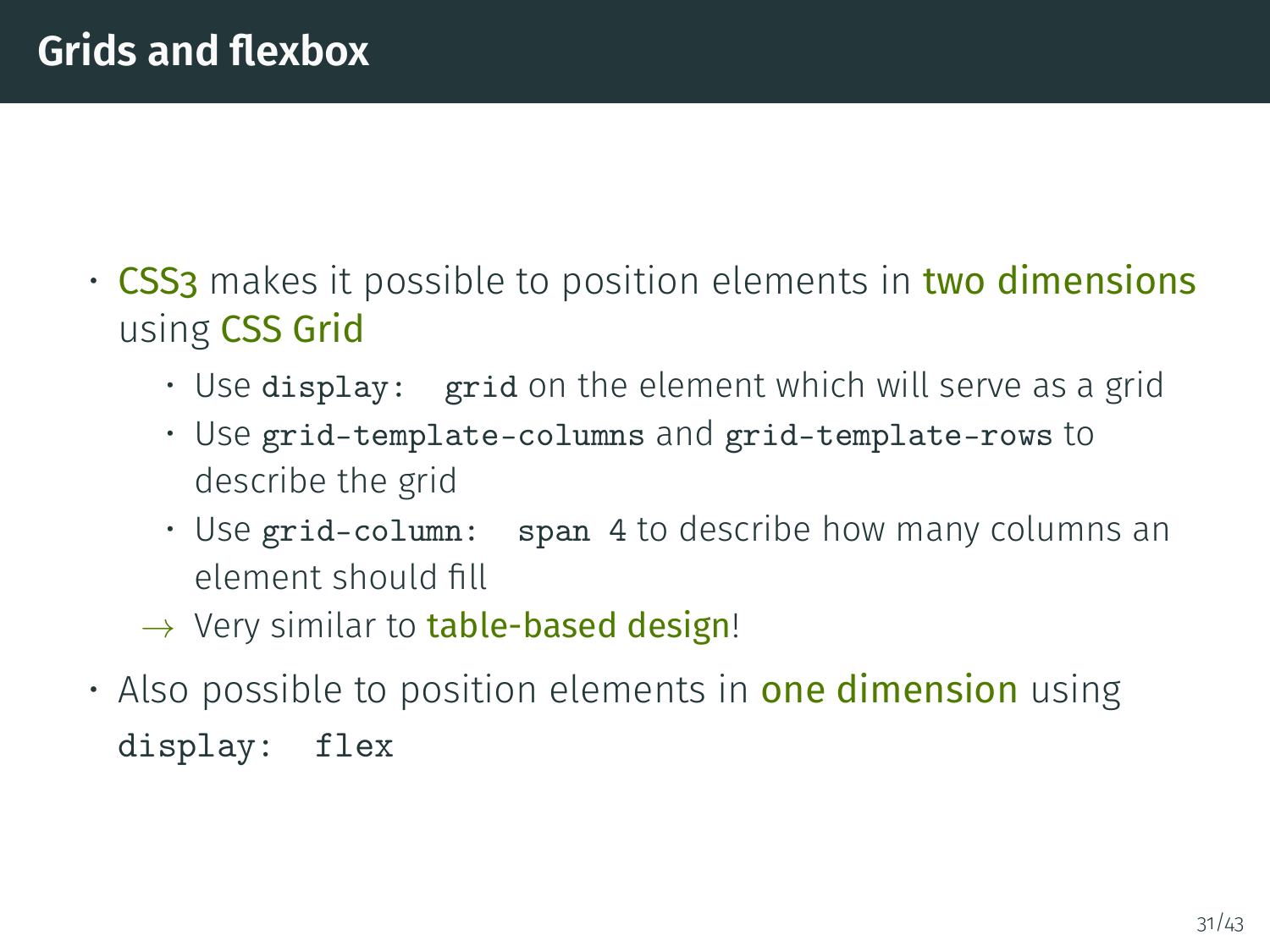## Grids and flexbox

- CSS3 makes it possible to position elements in two dimensions using CSS Grid
  - Use `display: grid` on the element which will serve as a grid
  - Use `grid-template-columns` and `grid-template-rows` to describe the grid
  - Use `grid-column: span 4` to describe how many columns an element should fill
  
  → Very similar to table-based design!
- Also possible to position elements in one dimension using `display: flex`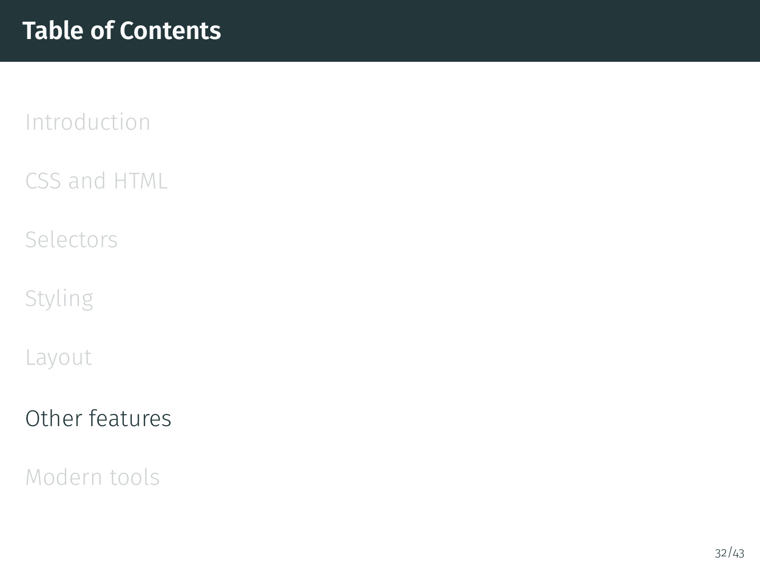# Table of Contents

Introduction

CSS and HTML

Selectors

Styling

Layout

Other features

Modern tools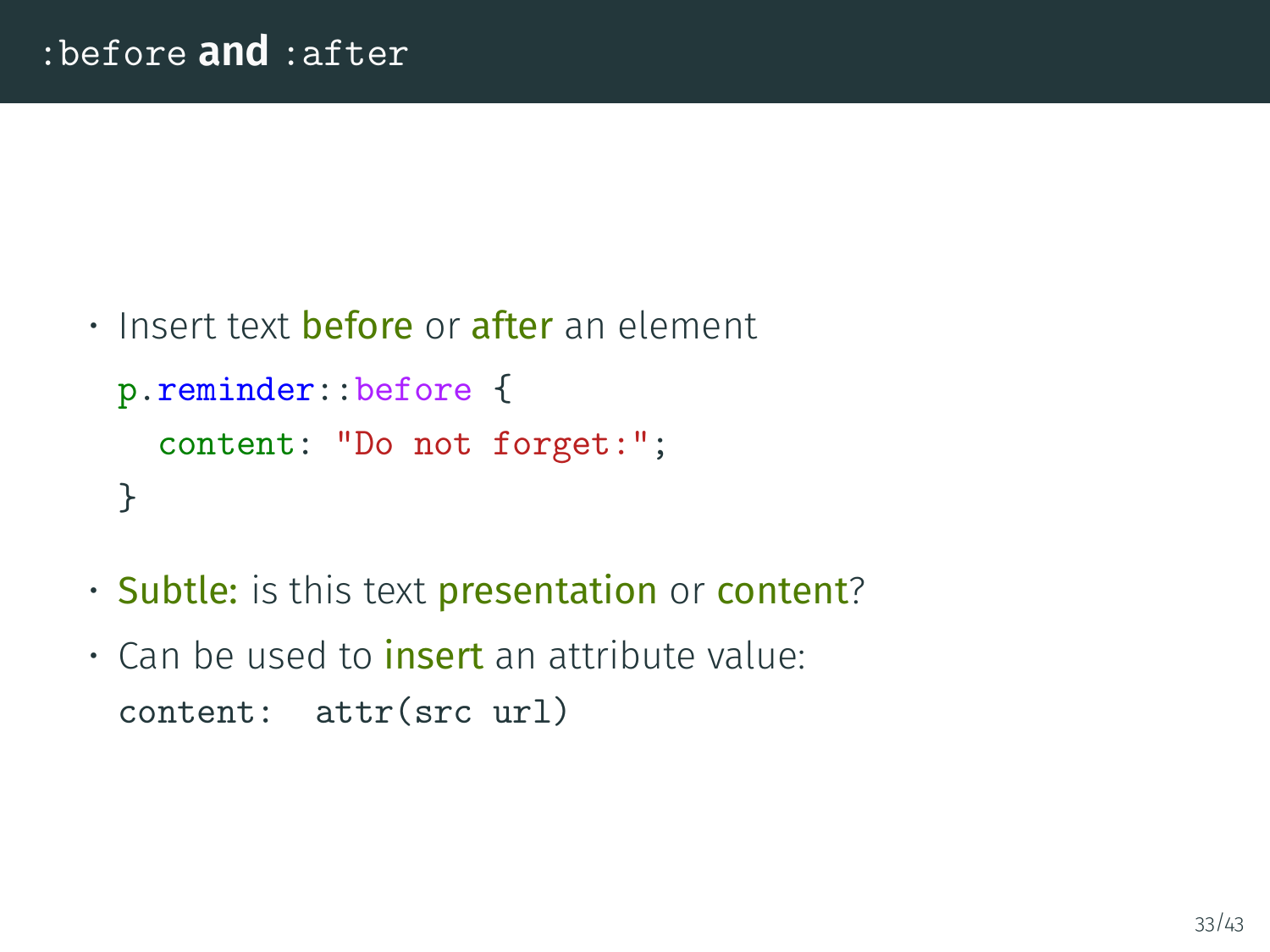## `:before` and `:after`

- Insert text **before** or **after** an element

  ```
  p.reminder::before {
    content: "Do not forget:";
  }
  ```

- **Subtle:** is this text **presentation** or **content**?
- Can be used to **insert** an attribute value:

  `content:  attr(src url)`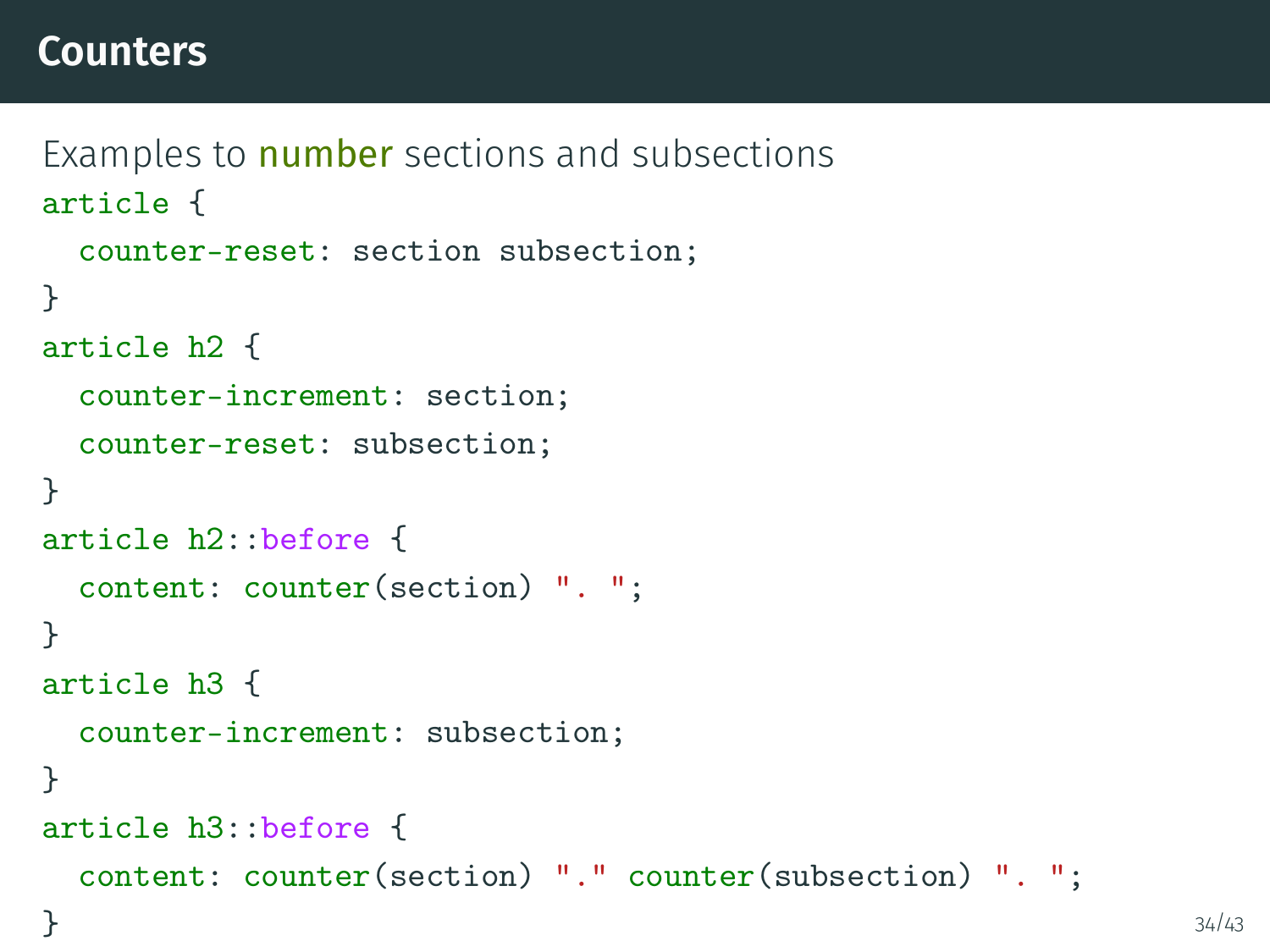# Counters

Examples to **number** sections and subsections

```css
article {
  counter-reset: section subsection;
}
article h2 {
  counter-increment: section;
  counter-reset: subsection;
}
article h2::before {
  content: counter(section) ". ";
}
article h3 {
  counter-increment: subsection;
}
article h3::before {
  content: counter(section) "." counter(subsection) ". ";
}
```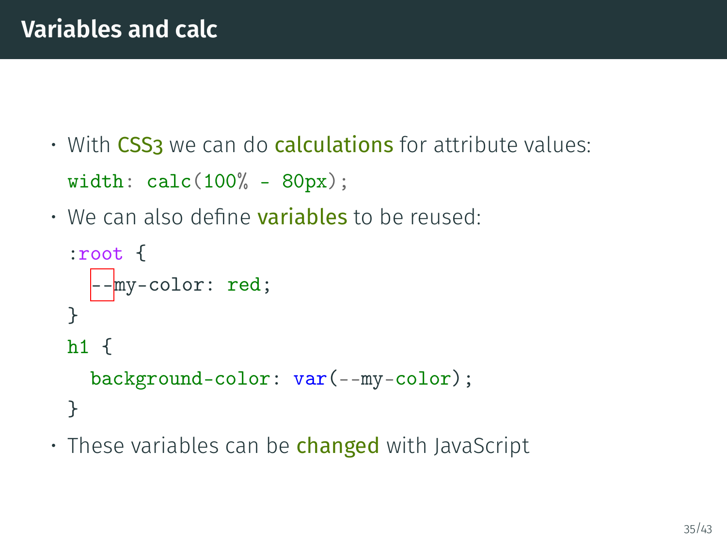# Variables and calc

- With **CSS3** we can do **calculations** for attribute values:

```
width: calc(100% - 80px);
```

- We can also define **variables** to be reused:

```
:root {
  --my-color: red;
}
h1 {
  background-color: var(--my-color);
}
```

- These variables can be **changed** with JavaScript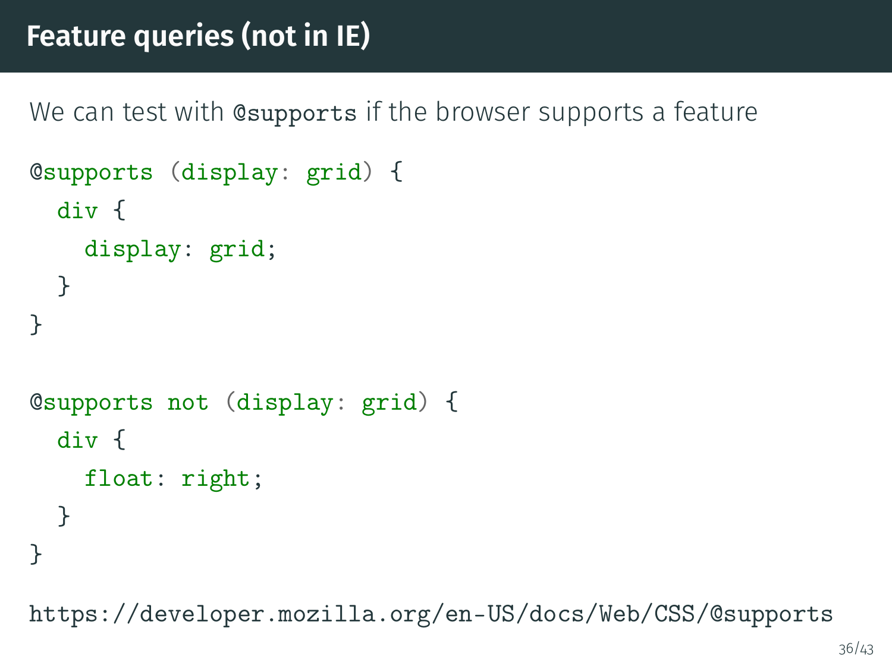# Feature queries (not in IE)

We can test with `@supports` if the browser supports a feature

```
@supports (display: grid) {
  div {
    display: grid;
  }
}

@supports not (display: grid) {
  div {
    float: right;
  }
}
```

https://developer.mozilla.org/en-US/docs/Web/CSS/@supports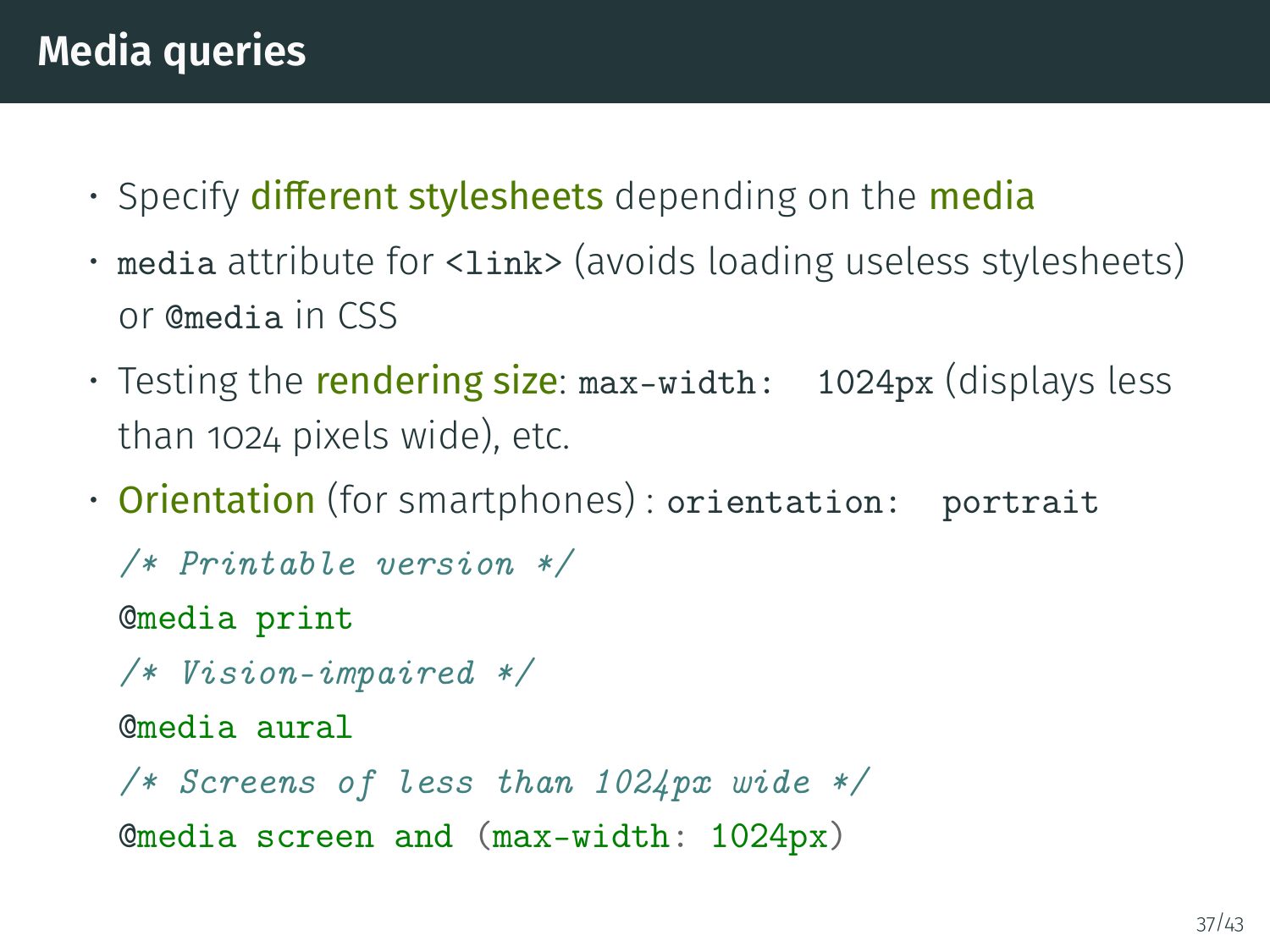# Media queries

- Specify **different stylesheets** depending on the **media**
- `media` attribute for `<link>` (avoids loading useless stylesheets) or `@media` in CSS
- Testing the **rendering size**: `max-width: 1024px` (displays less than 1024 pixels wide), etc.
- **Orientation** (for smartphones) : `orientation: portrait`

```
/* Printable version */
@media print
/* Vision-impaired */
@media aural
/* Screens of less than 1024px wide */
@media screen and (max-width: 1024px)
```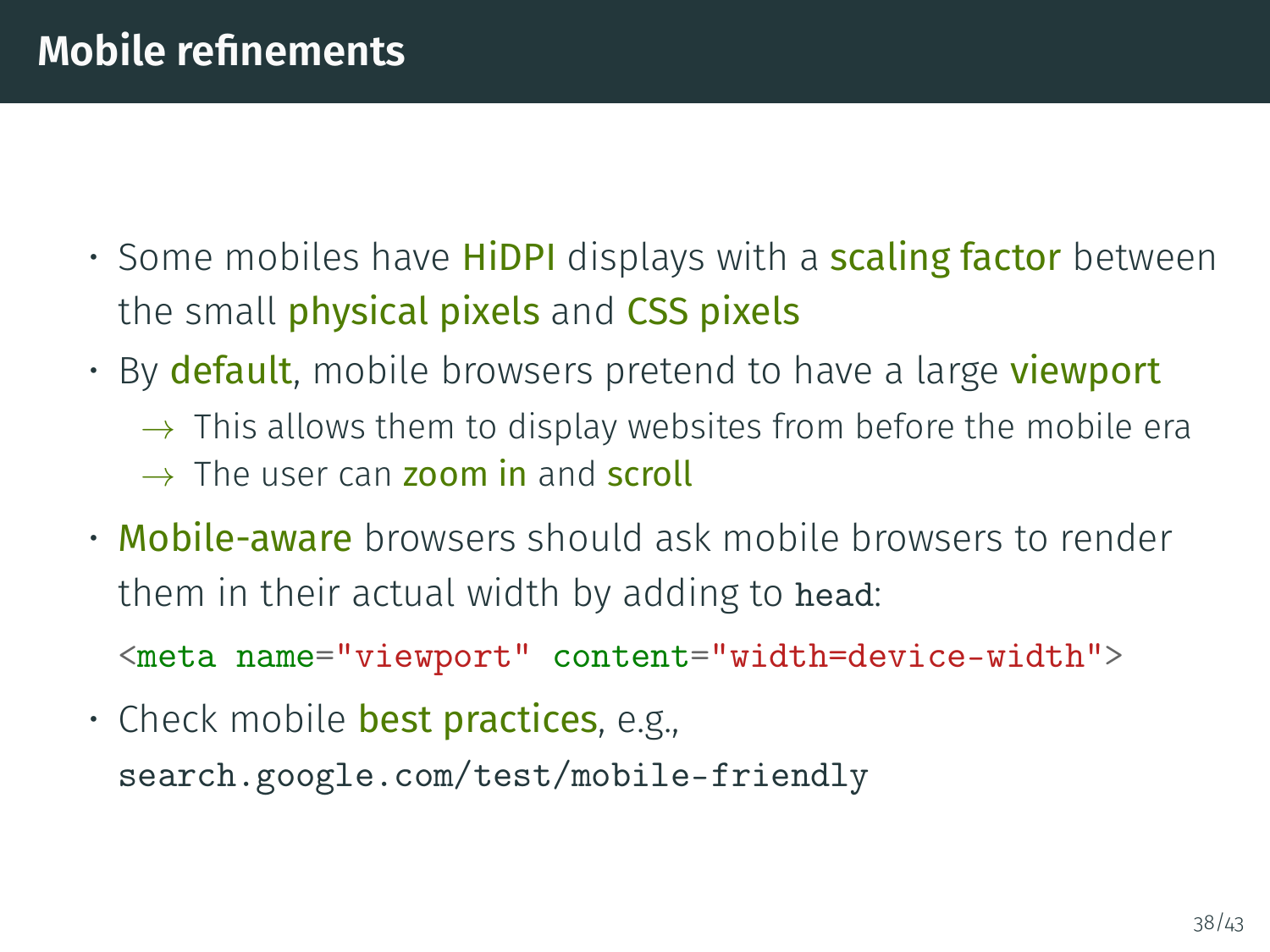# Mobile refinements

- Some mobiles have **HiDPI** displays with a **scaling factor** between the small **physical pixels** and **CSS pixels**
- By **default**, mobile browsers pretend to have a large **viewport**
  - → This allows them to display websites from before the mobile era
  - → The user can **zoom in** and **scroll**
- **Mobile-aware** browsers should ask mobile browsers to render them in their actual width by adding to `head`:

  ```
  <meta name="viewport" content="width=device-width">
  ```

- Check mobile **best practices**, e.g.,
  `search.google.com/test/mobile-friendly`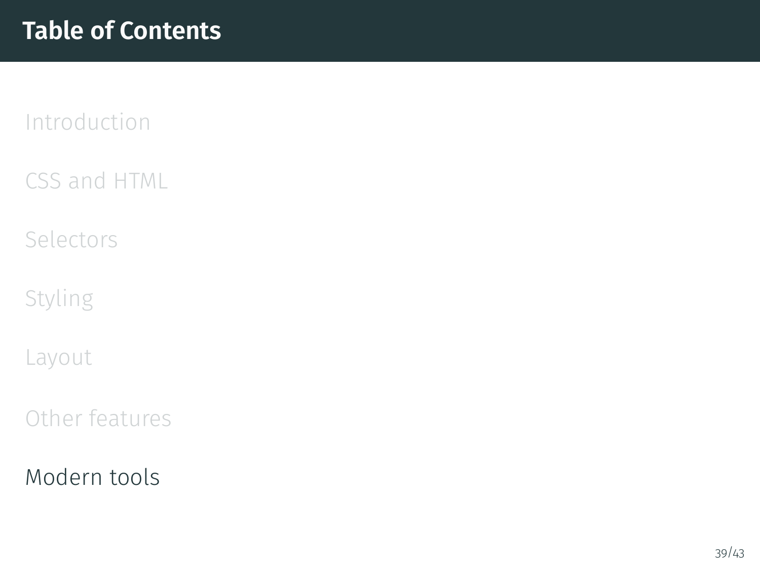# Table of Contents

Introduction

CSS and HTML

Selectors

Styling

Layout

Other features

Modern tools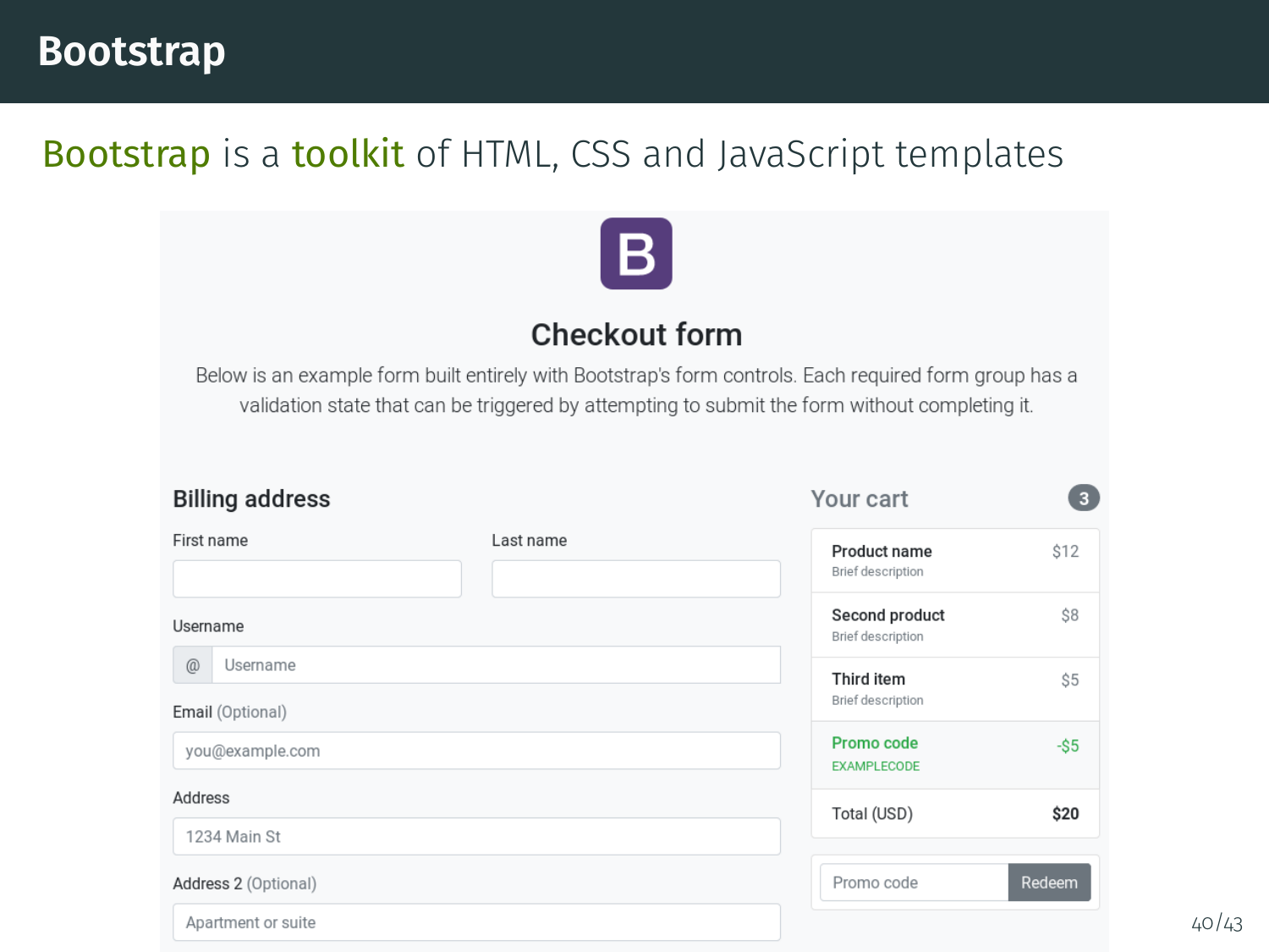# Bootstrap

Bootstrap is a toolkit of HTML, CSS and JavaScript templates

## Checkout form

Below is an example form built entirely with Bootstrap's form controls. Each required form group has a validation state that can be triggered by attempting to submit the form without completing it.

### Billing address

First name

Last name

Username

@ Username

Email (Optional)

you@example.com

Address

1234 Main St

Address 2 (Optional)

Apartment or suite

### Your cart 3

| | |
|---|---|
| **Product name** Brief description | $12 |
| **Second product** Brief description | $8 |
| **Third item** Brief description | $5 |
| Promo code EXAMPLECODE | -$5 |
| Total (USD) | **$20** |

Promo code | Redeem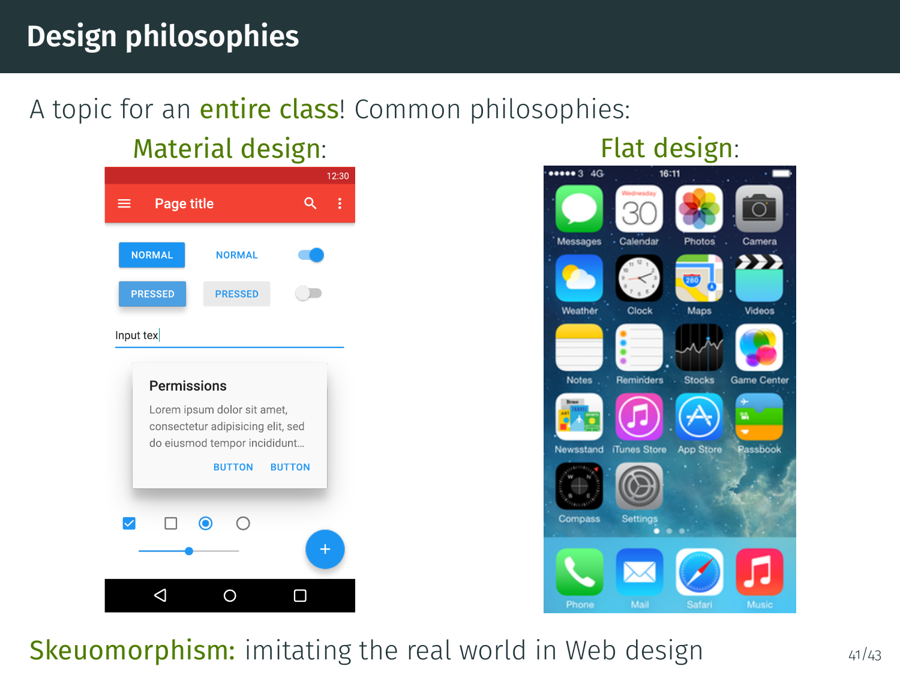# Design philosophies

A topic for an **entire class**! Common philosophies:

**Material design:**

**Flat design:**

**Skeuomorphism:** imitating the real world in Web design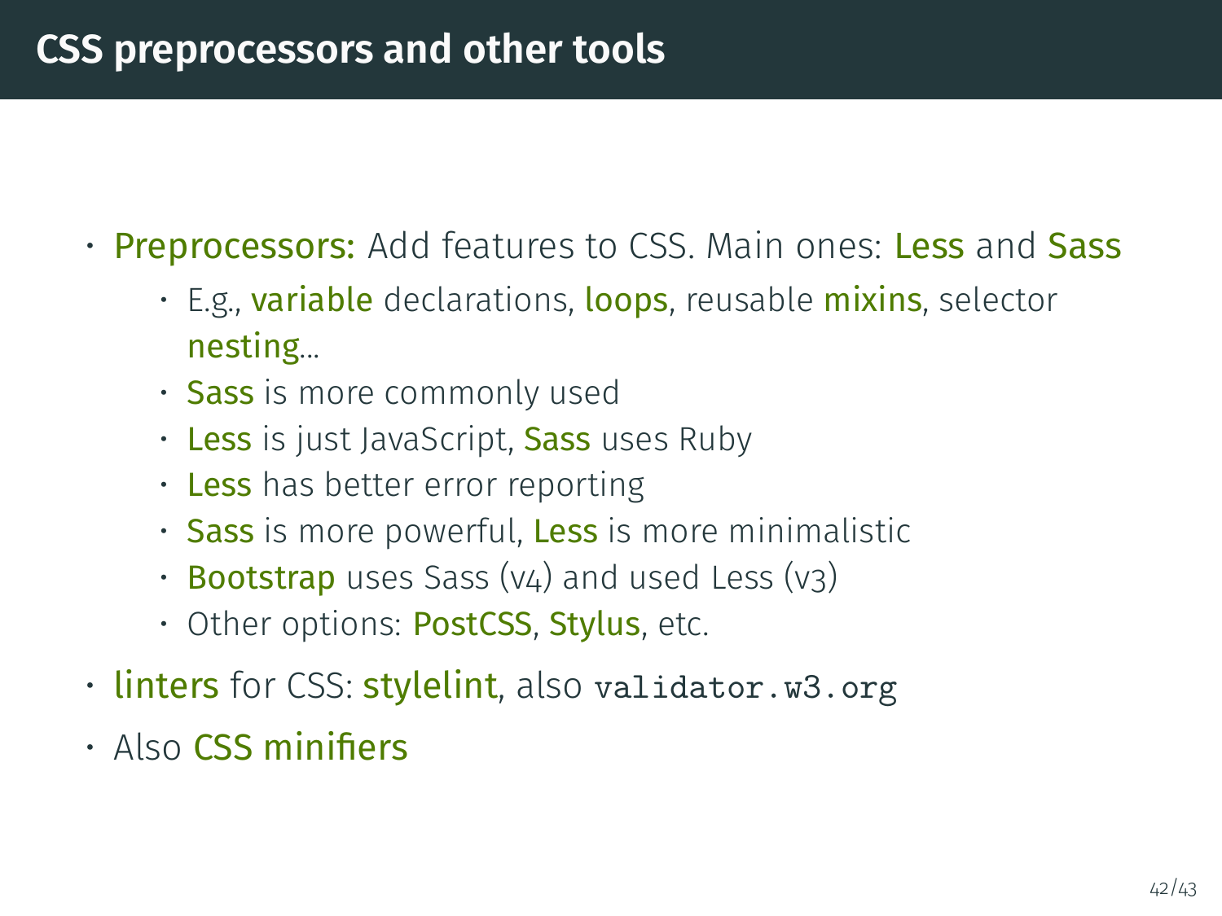# CSS preprocessors and other tools

- Preprocessors: Add features to CSS. Main ones: Less and Sass
    - E.g., variable declarations, loops, reusable mixins, selector nesting...
    - Sass is more commonly used
    - Less is just JavaScript, Sass uses Ruby
    - Less has better error reporting
    - Sass is more powerful, Less is more minimalistic
    - Bootstrap uses Sass (v4) and used Less (v3)
    - Other options: PostCSS, Stylus, etc.
- linters for CSS: stylelint, also `validator.w3.org`
- Also CSS minifiers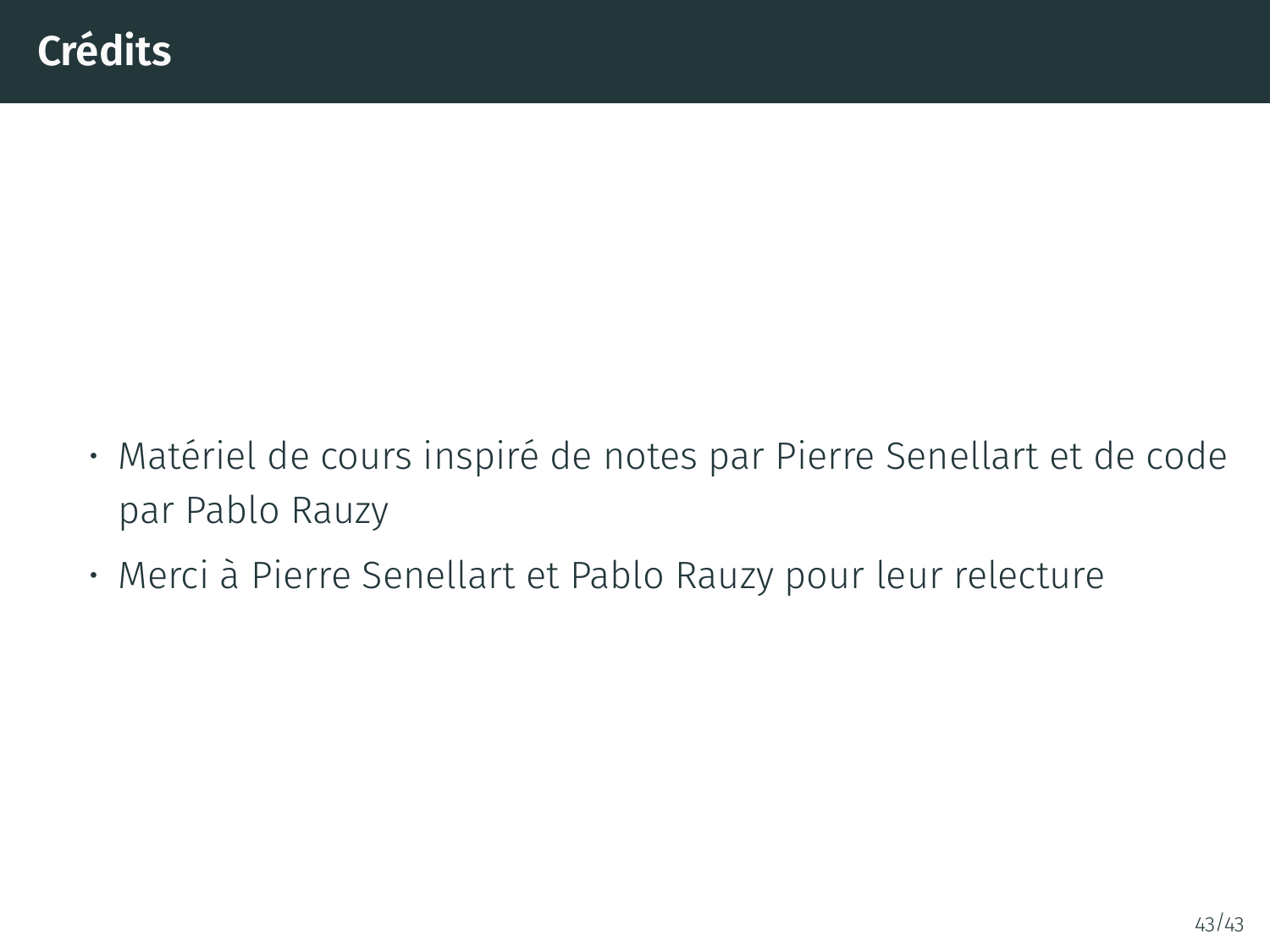# Crédits

- Matériel de cours inspiré de notes par Pierre Senellart et de code par Pablo Rauzy
- Merci à Pierre Senellart et Pablo Rauzy pour leur relecture